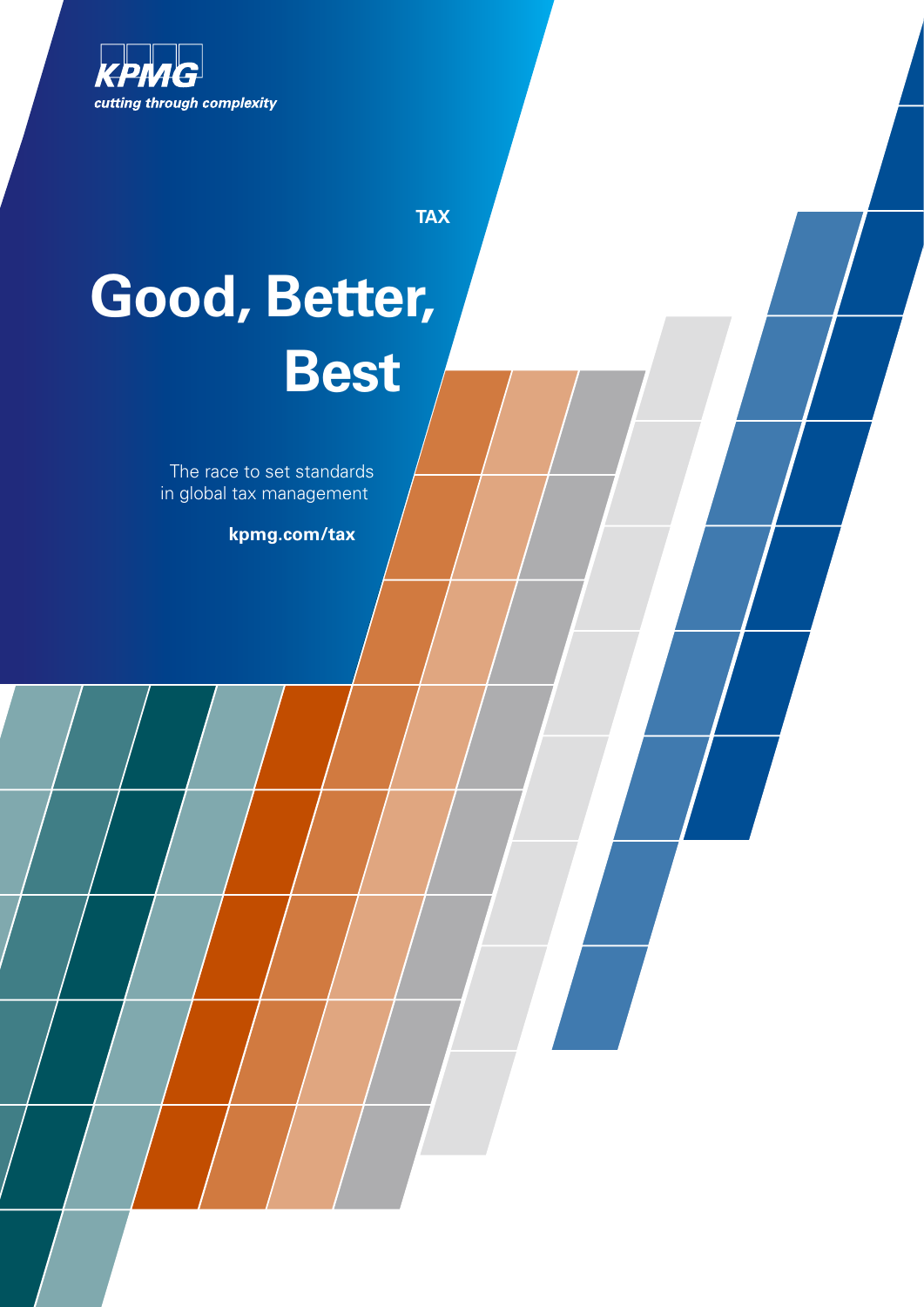KPMG

cutting through complexity

TAX

# Good, Better, Best

The race to set standards in global tax management

**kpmg.com/tax**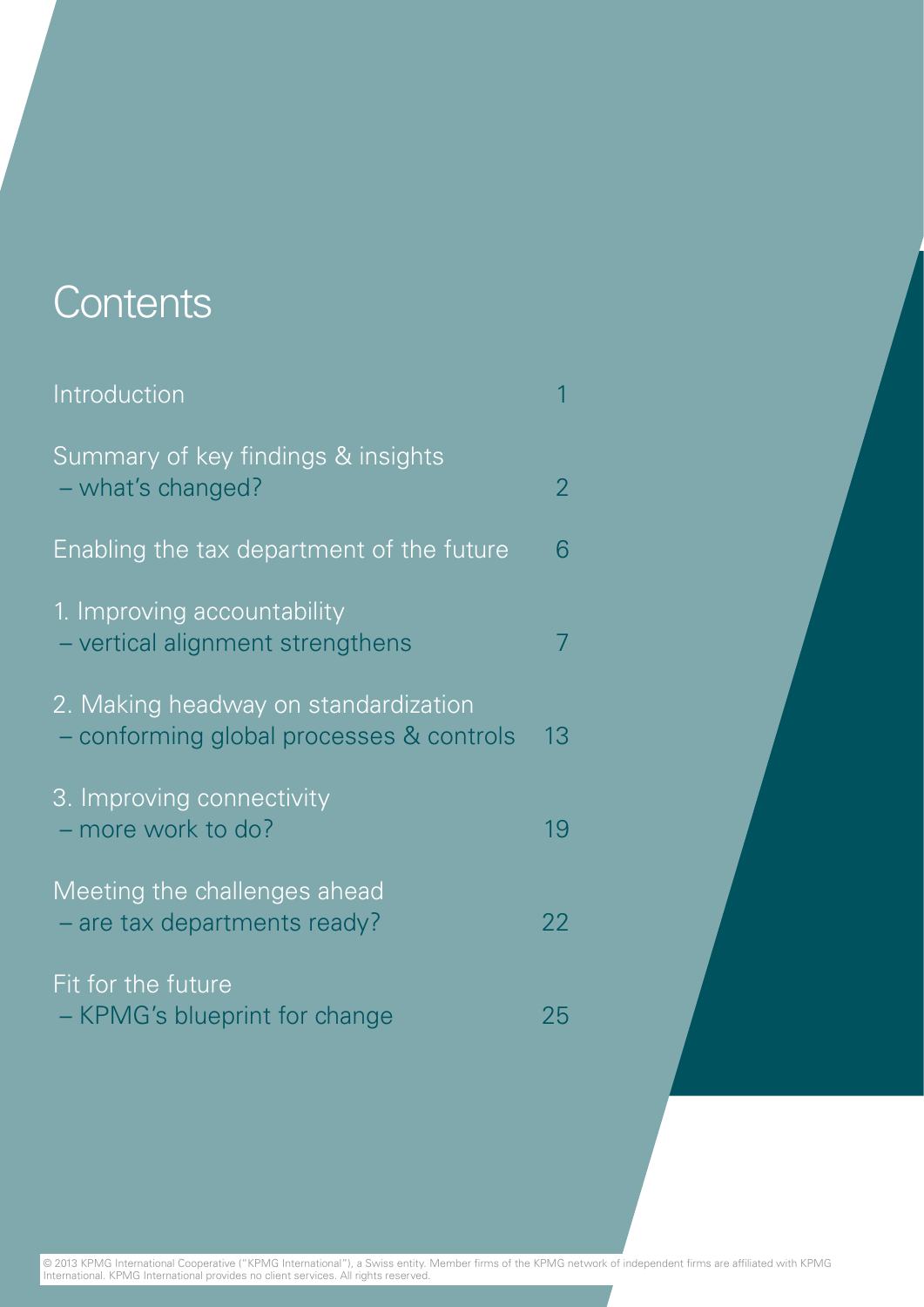# Contents

| | |
|---|---|
| Introduction | 1 |
| Summary of key findings & insights – what's changed? | 2 |
| Enabling the tax department of the future | 6 |
| 1. Improving accountability – vertical alignment strengthens | 7 |
| 2. Making headway on standardization – conforming global processes & controls | 13 |
| 3. Improving connectivity – more work to do? | 19 |
| Meeting the challenges ahead – are tax departments ready? | 22 |
| Fit for the future – KPMG's blueprint for change | 25 |

© 2013 KPMG International Cooperative ("KPMG International"), a Swiss entity. Member firms of the KPMG network of independent firms are affiliated with KPMG International. KPMG International provides no client services. All rights reserved.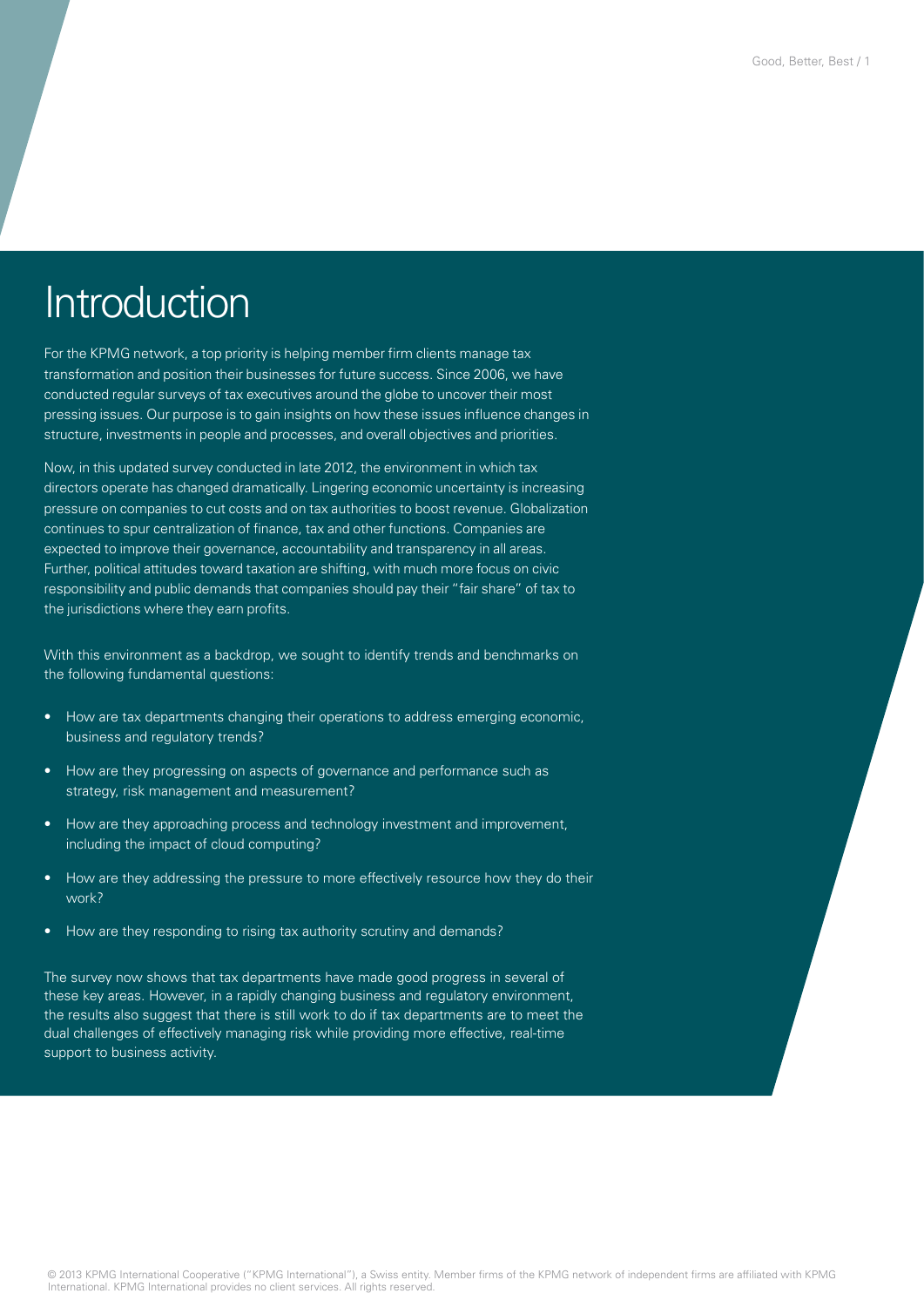# Introduction

For the KPMG network, a top priority is helping member firm clients manage tax transformation and position their businesses for future success. Since 2006, we have conducted regular surveys of tax executives around the globe to uncover their most pressing issues. Our purpose is to gain insights on how these issues influence changes in structure, investments in people and processes, and overall objectives and priorities.

Now, in this updated survey conducted in late 2012, the environment in which tax directors operate has changed dramatically. Lingering economic uncertainty is increasing pressure on companies to cut costs and on tax authorities to boost revenue. Globalization continues to spur centralization of finance, tax and other functions. Companies are expected to improve their governance, accountability and transparency in all areas. Further, political attitudes toward taxation are shifting, with much more focus on civic responsibility and public demands that companies should pay their "fair share" of tax to the jurisdictions where they earn profits.

With this environment as a backdrop, we sought to identify trends and benchmarks on the following fundamental questions:

- How are tax departments changing their operations to address emerging economic, business and regulatory trends?
- How are they progressing on aspects of governance and performance such as strategy, risk management and measurement?
- How are they approaching process and technology investment and improvement, including the impact of cloud computing?
- How are they addressing the pressure to more effectively resource how they do their work?
- How are they responding to rising tax authority scrutiny and demands?

The survey now shows that tax departments have made good progress in several of these key areas. However, in a rapidly changing business and regulatory environment, the results also suggest that there is still work to do if tax departments are to meet the dual challenges of effectively managing risk while providing more effective, real-time support to business activity.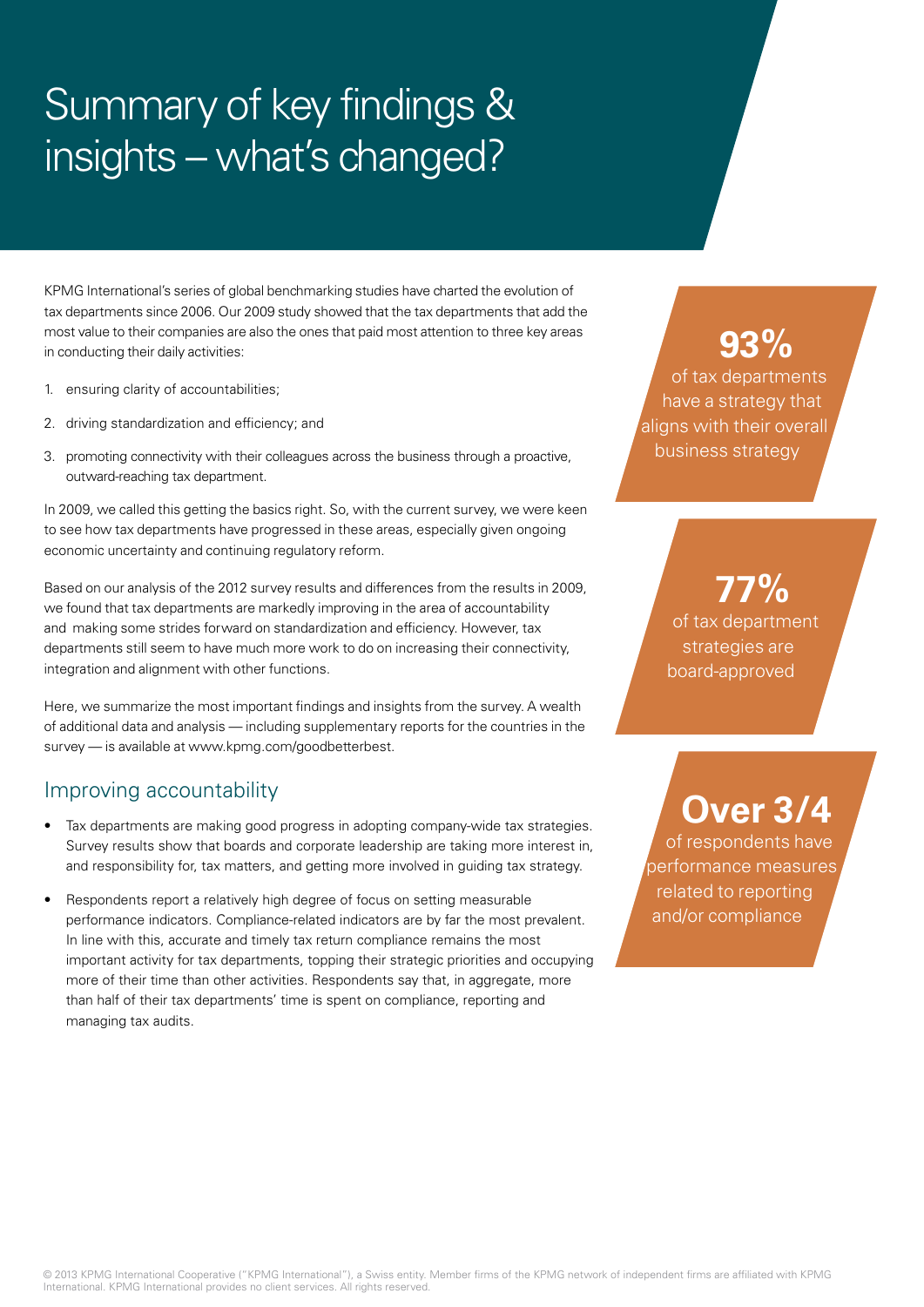# Summary of key findings & insights – what's changed?

KPMG International's series of global benchmarking studies have charted the evolution of tax departments since 2006. Our 2009 study showed that the tax departments that add the most value to their companies are also the ones that paid most attention to three key areas in conducting their daily activities:

1. ensuring clarity of accountabilities;
2. driving standardization and efficiency; and
3. promoting connectivity with their colleagues across the business through a proactive, outward-reaching tax department.

In 2009, we called this getting the basics right. So, with the current survey, we were keen to see how tax departments have progressed in these areas, especially given ongoing economic uncertainty and continuing regulatory reform.

Based on our analysis of the 2012 survey results and differences from the results in 2009, we found that tax departments are markedly improving in the area of accountability and making some strides forward on standardization and efficiency. However, tax departments still seem to have much more work to do on increasing their connectivity, integration and alignment with other functions.

Here, we summarize the most important findings and insights from the survey. A wealth of additional data and analysis — including supplementary reports for the countries in the survey — is available at www.kpmg.com/goodbetterbest.

## Improving accountability

- Tax departments are making good progress in adopting company-wide tax strategies. Survey results show that boards and corporate leadership are taking more interest in, and responsibility for, tax matters, and getting more involved in guiding tax strategy.
- Respondents report a relatively high degree of focus on setting measurable performance indicators. Compliance-related indicators are by far the most prevalent. In line with this, accurate and timely tax return compliance remains the most important activity for tax departments, topping their strategic priorities and occupying more of their time than other activities. Respondents say that, in aggregate, more than half of their tax departments' time is spent on compliance, reporting and managing tax audits.

**93%** of tax departments have a strategy that aligns with their overall business strategy

**77%** of tax department strategies are board-approved

**Over 3/4** of respondents have performance measures related to reporting and/or compliance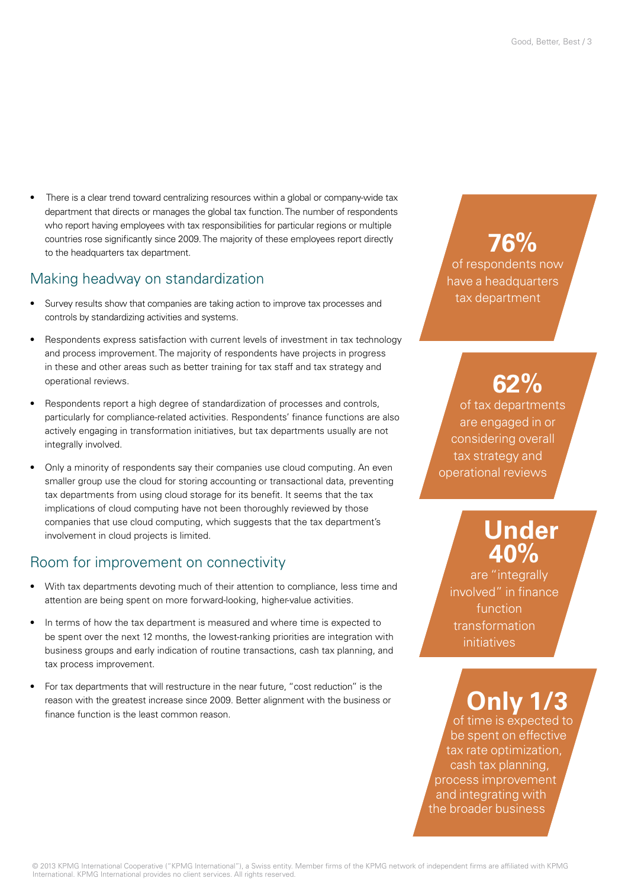- There is a clear trend toward centralizing resources within a global or company-wide tax department that directs or manages the global tax function. The number of respondents who report having employees with tax responsibilities for particular regions or multiple countries rose significantly since 2009. The majority of these employees report directly to the headquarters tax department.

## Making headway on standardization

- Survey results show that companies are taking action to improve tax processes and controls by standardizing activities and systems.
- Respondents express satisfaction with current levels of investment in tax technology and process improvement. The majority of respondents have projects in progress in these and other areas such as better training for tax staff and tax strategy and operational reviews.
- Respondents report a high degree of standardization of processes and controls, particularly for compliance-related activities. Respondents' finance functions are also actively engaging in transformation initiatives, but tax departments usually are not integrally involved.
- Only a minority of respondents say their companies use cloud computing. An even smaller group use the cloud for storing accounting or transactional data, preventing tax departments from using cloud storage for its benefit. It seems that the tax implications of cloud computing have not been thoroughly reviewed by those companies that use cloud computing, which suggests that the tax department's involvement in cloud projects is limited.

## Room for improvement on connectivity

- With tax departments devoting much of their attention to compliance, less time and attention are being spent on more forward-looking, higher-value activities.
- In terms of how the tax department is measured and where time is expected to be spent over the next 12 months, the lowest-ranking priorities are integration with business groups and early indication of routine transactions, cash tax planning, and tax process improvement.
- For tax departments that will restructure in the near future, "cost reduction" is the reason with the greatest increase since 2009. Better alignment with the business or finance function is the least common reason.

**76%** of respondents now have a headquarters tax department

**62%** of tax departments are engaged in or considering overall tax strategy and operational reviews

**Under 40%** are "integrally involved" in finance function transformation initiatives

**Only 1/3** of time is expected to be spent on effective tax rate optimization, cash tax planning, process improvement and integrating with the broader business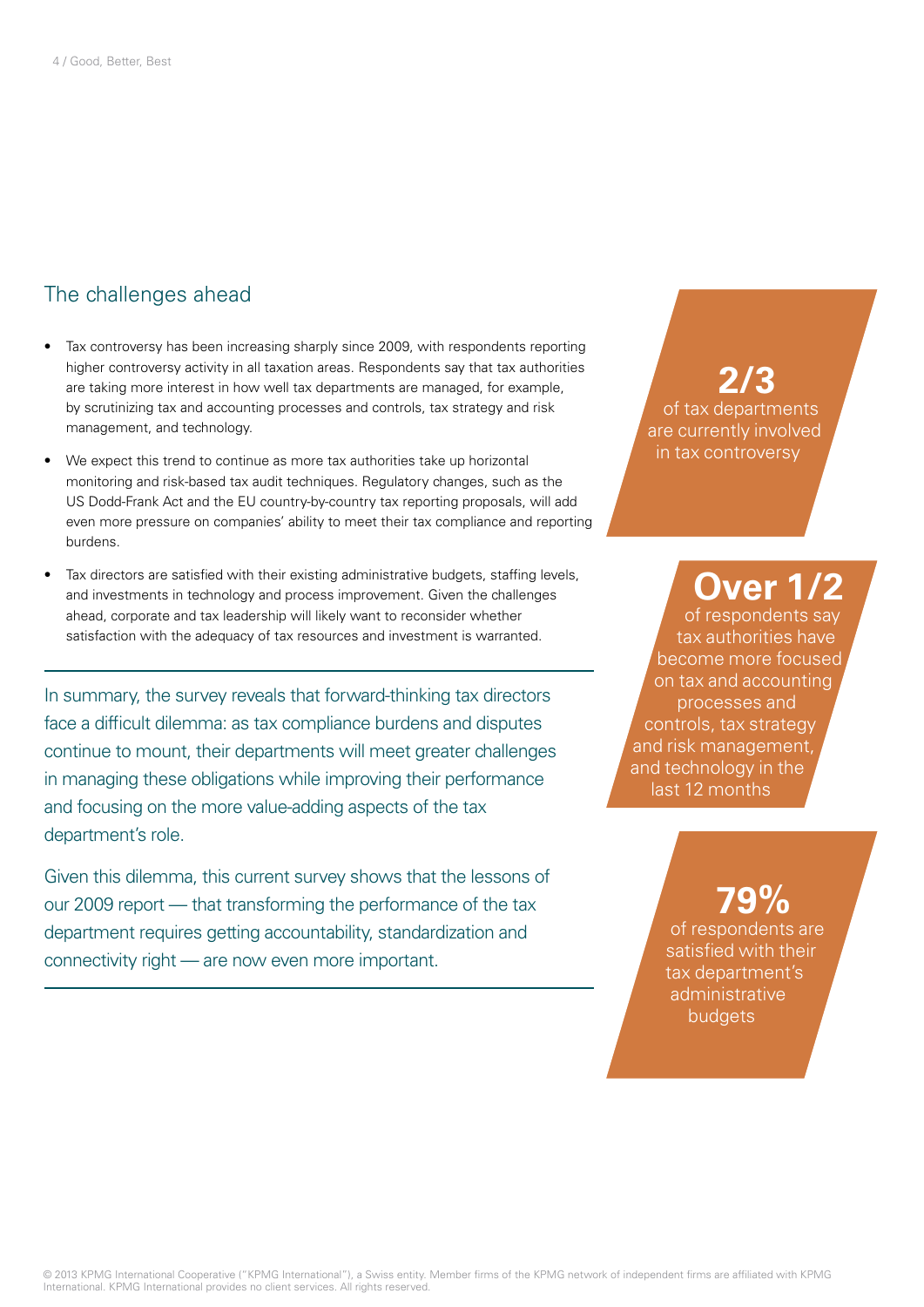## The challenges ahead

- Tax controversy has been increasing sharply since 2009, with respondents reporting higher controversy activity in all taxation areas. Respondents say that tax authorities are taking more interest in how well tax departments are managed, for example, by scrutinizing tax and accounting processes and controls, tax strategy and risk management, and technology.
- We expect this trend to continue as more tax authorities take up horizontal monitoring and risk-based tax audit techniques. Regulatory changes, such as the US Dodd-Frank Act and the EU country-by-country tax reporting proposals, will add even more pressure on companies' ability to meet their tax compliance and reporting burdens.
- Tax directors are satisfied with their existing administrative budgets, staffing levels, and investments in technology and process improvement. Given the challenges ahead, corporate and tax leadership will likely want to reconsider whether satisfaction with the adequacy of tax resources and investment is warranted.

In summary, the survey reveals that forward-thinking tax directors face a difficult dilemma: as tax compliance burdens and disputes continue to mount, their departments will meet greater challenges in managing these obligations while improving their performance and focusing on the more value-adding aspects of the tax department's role.

Given this dilemma, this current survey shows that the lessons of our 2009 report — that transforming the performance of the tax department requires getting accountability, standardization and connectivity right — are now even more important.

**2/3**
of tax departments are currently involved in tax controversy

**Over 1/2**
of respondents say tax authorities have become more focused on tax and accounting processes and controls, tax strategy and risk management, and technology in the last 12 months

**79%**
of respondents are satisfied with their tax department's administrative budgets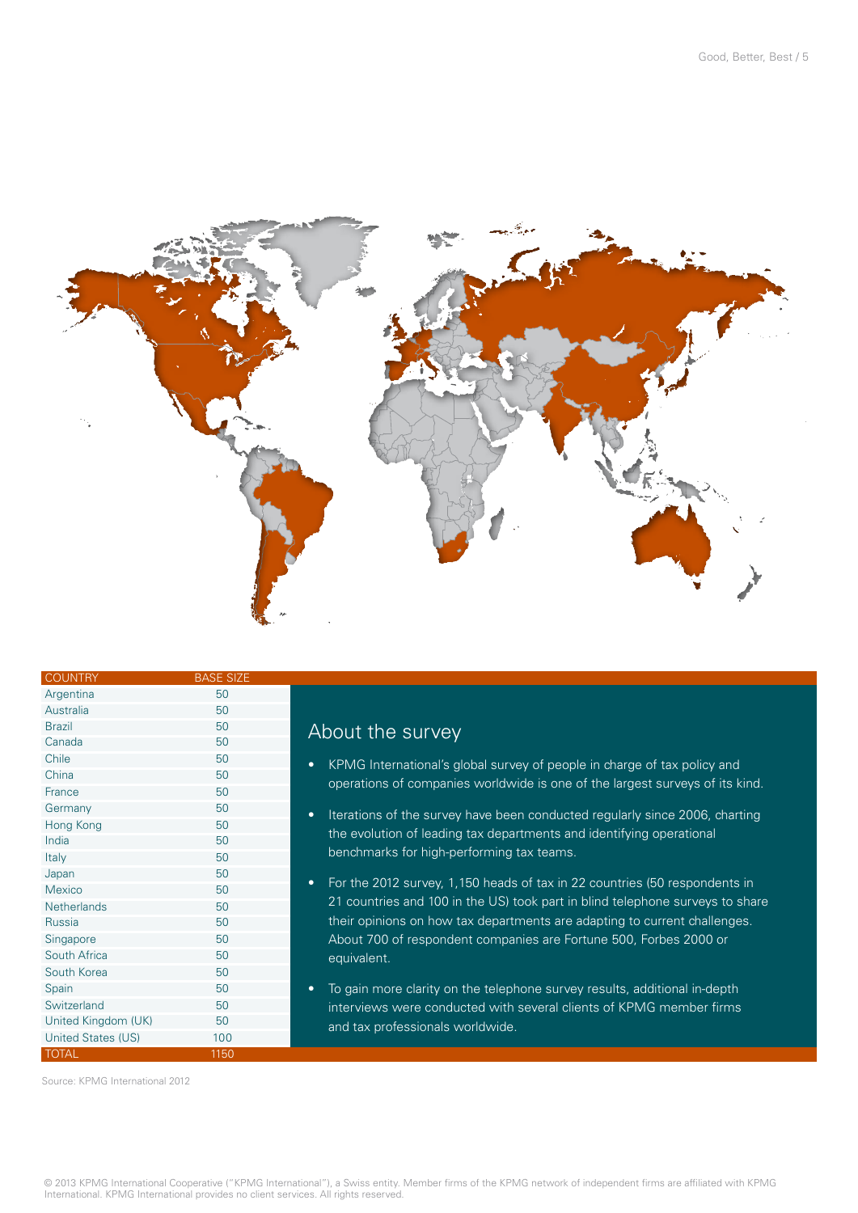| COUNTRY | BASE SIZE |
|---|---|
| Argentina | 50 |
| Australia | 50 |
| Brazil | 50 |
| Canada | 50 |
| Chile | 50 |
| China | 50 |
| France | 50 |
| Germany | 50 |
| Hong Kong | 50 |
| India | 50 |
| Italy | 50 |
| Japan | 50 |
| Mexico | 50 |
| Netherlands | 50 |
| Russia | 50 |
| Singapore | 50 |
| South Africa | 50 |
| South Korea | 50 |
| Spain | 50 |
| Switzerland | 50 |
| United Kingdom (UK) | 50 |
| United States (US) | 100 |
| TOTAL | 1150 |

Source: KPMG International 2012

## About the survey

- KPMG International's global survey of people in charge of tax policy and operations of companies worldwide is one of the largest surveys of its kind.
- Iterations of the survey have been conducted regularly since 2006, charting the evolution of leading tax departments and identifying operational benchmarks for high-performing tax teams.
- For the 2012 survey, 1,150 heads of tax in 22 countries (50 respondents in 21 countries and 100 in the US) took part in blind telephone surveys to share their opinions on how tax departments are adapting to current challenges. About 700 of respondent companies are Fortune 500, Forbes 2000 or equivalent.
- To gain more clarity on the telephone survey results, additional in-depth interviews were conducted with several clients of KPMG member firms and tax professionals worldwide.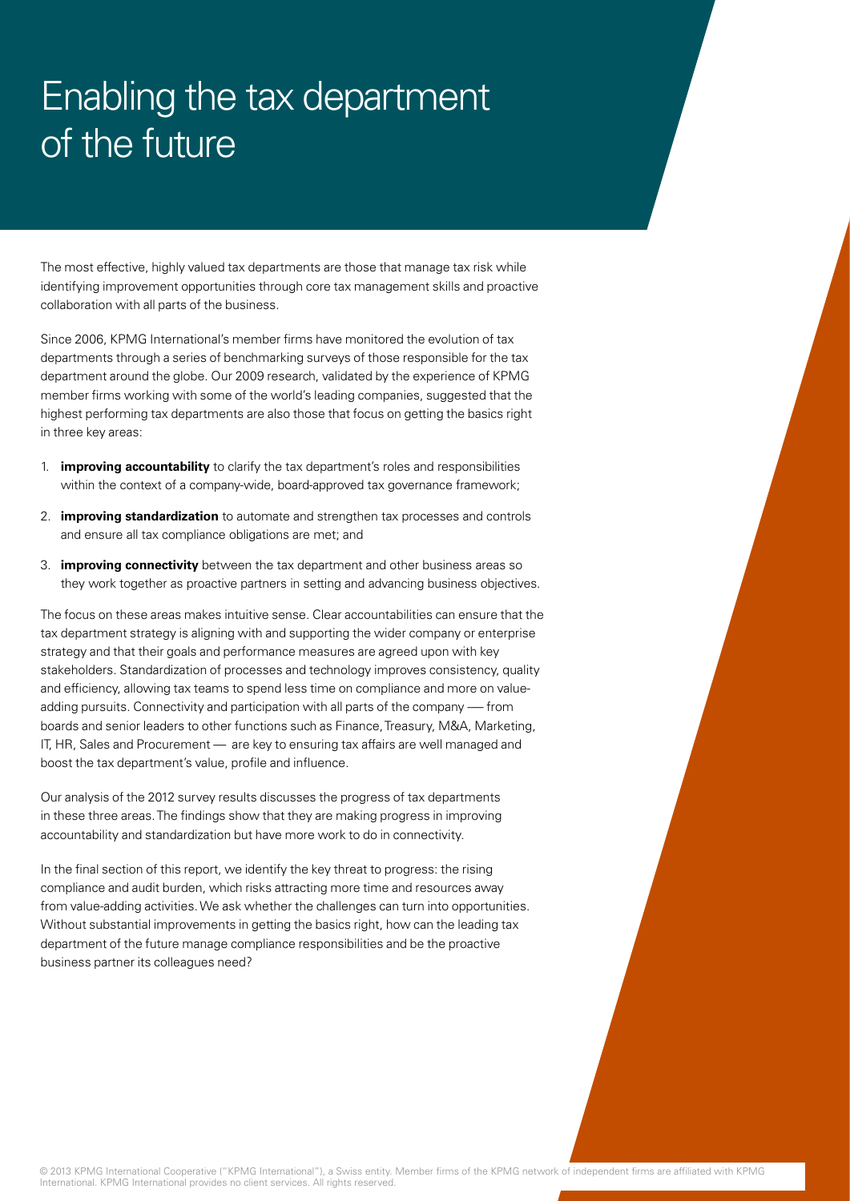# Enabling the tax department of the future

The most effective, highly valued tax departments are those that manage tax risk while identifying improvement opportunities through core tax management skills and proactive collaboration with all parts of the business.

Since 2006, KPMG International's member firms have monitored the evolution of tax departments through a series of benchmarking surveys of those responsible for the tax department around the globe. Our 2009 research, validated by the experience of KPMG member firms working with some of the world's leading companies, suggested that the highest performing tax departments are also those that focus on getting the basics right in three key areas:

1. **improving accountability** to clarify the tax department's roles and responsibilities within the context of a company-wide, board-approved tax governance framework;
2. **improving standardization** to automate and strengthen tax processes and controls and ensure all tax compliance obligations are met; and
3. **improving connectivity** between the tax department and other business areas so they work together as proactive partners in setting and advancing business objectives.

The focus on these areas makes intuitive sense. Clear accountabilities can ensure that the tax department strategy is aligning with and supporting the wider company or enterprise strategy and that their goals and performance measures are agreed upon with key stakeholders. Standardization of processes and technology improves consistency, quality and efficiency, allowing tax teams to spend less time on compliance and more on value-adding pursuits. Connectivity and participation with all parts of the company — from boards and senior leaders to other functions such as Finance, Treasury, M&A, Marketing, IT, HR, Sales and Procurement — are key to ensuring tax affairs are well managed and boost the tax department's value, profile and influence.

Our analysis of the 2012 survey results discusses the progress of tax departments in these three areas. The findings show that they are making progress in improving accountability and standardization but have more work to do in connectivity.

In the final section of this report, we identify the key threat to progress: the rising compliance and audit burden, which risks attracting more time and resources away from value-adding activities. We ask whether the challenges can turn into opportunities. Without substantial improvements in getting the basics right, how can the leading tax department of the future manage compliance responsibilities and be the proactive business partner its colleagues need?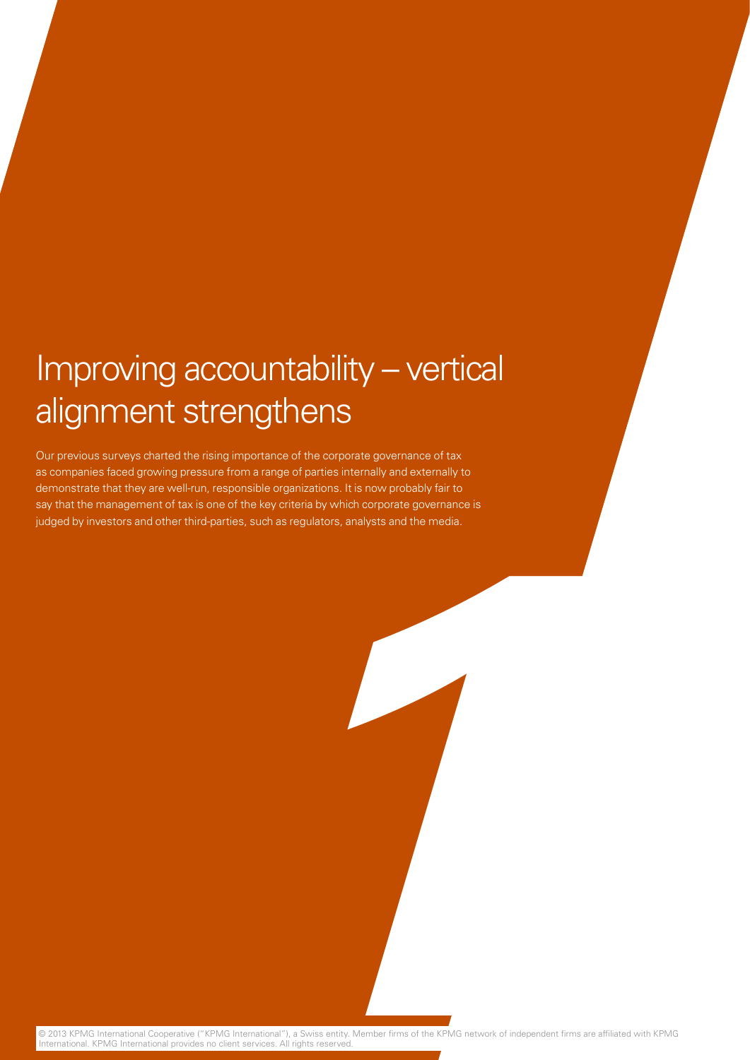# Improving accountability – vertical alignment strengthens

Our previous surveys charted the rising importance of the corporate governance of tax as companies faced growing pressure from a range of parties internally and externally to demonstrate that they are well-run, responsible organizations. It is now probably fair to say that the management of tax is one of the key criteria by which corporate governance is judged by investors and other third-parties, such as regulators, analysts and the media.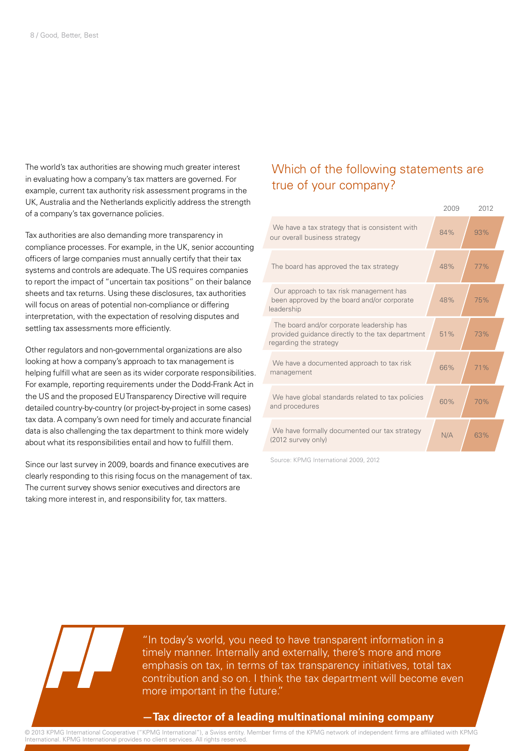The world's tax authorities are showing much greater interest in evaluating how a company's tax matters are governed. For example, current tax authority risk assessment programs in the UK, Australia and the Netherlands explicitly address the strength of a company's tax governance policies.

Tax authorities are also demanding more transparency in compliance processes. For example, in the UK, senior accounting officers of large companies must annually certify that their tax systems and controls are adequate. The US requires companies to report the impact of "uncertain tax positions" on their balance sheets and tax returns. Using these disclosures, tax authorities will focus on areas of potential non-compliance or differing interpretation, with the expectation of resolving disputes and settling tax assessments more efficiently.

Other regulators and non-governmental organizations are also looking at how a company's approach to tax management is helping fulfill what are seen as its wider corporate responsibilities. For example, reporting requirements under the Dodd-Frank Act in the US and the proposed EU Transparency Directive will require detailed country-by-country (or project-by-project in some cases) tax data. A company's own need for timely and accurate financial data is also challenging the tax department to think more widely about what its responsibilities entail and how to fulfill them.

Since our last survey in 2009, boards and finance executives are clearly responding to this rising focus on the management of tax. The current survey shows senior executives and directors are taking more interest in, and responsibility for, tax matters.

## Which of the following statements are true of your company?

| | 2009 | 2012 |
|---|---|---|
| We have a tax strategy that is consistent with our overall business strategy | 84% | 93% |
| The board has approved the tax strategy | 48% | 77% |
| Our approach to tax risk management has been approved by the board and/or corporate leadership | 48% | 75% |
| The board and/or corporate leadership has provided guidance directly to the tax department regarding the strategy | 51% | 73% |
| We have a documented approach to tax risk management | 66% | 71% |
| We have global standards related to tax policies and procedures | 60% | 70% |
| We have formally documented our tax strategy (2012 survey only) | N/A | 63% |

Source: KPMG International 2009, 2012

"In today's world, you need to have transparent information in a timely manner. Internally and externally, there's more and more emphasis on tax, in terms of tax transparency initiatives, total tax contribution and so on. I think the tax department will become even more important in the future."

**—Tax director of a leading multinational mining company**

© 2013 KPMG International Cooperative ("KPMG International"), a Swiss entity. Member firms of the KPMG network of independent firms are affiliated with KPMG International. KPMG International provides no client services. All rights reserved.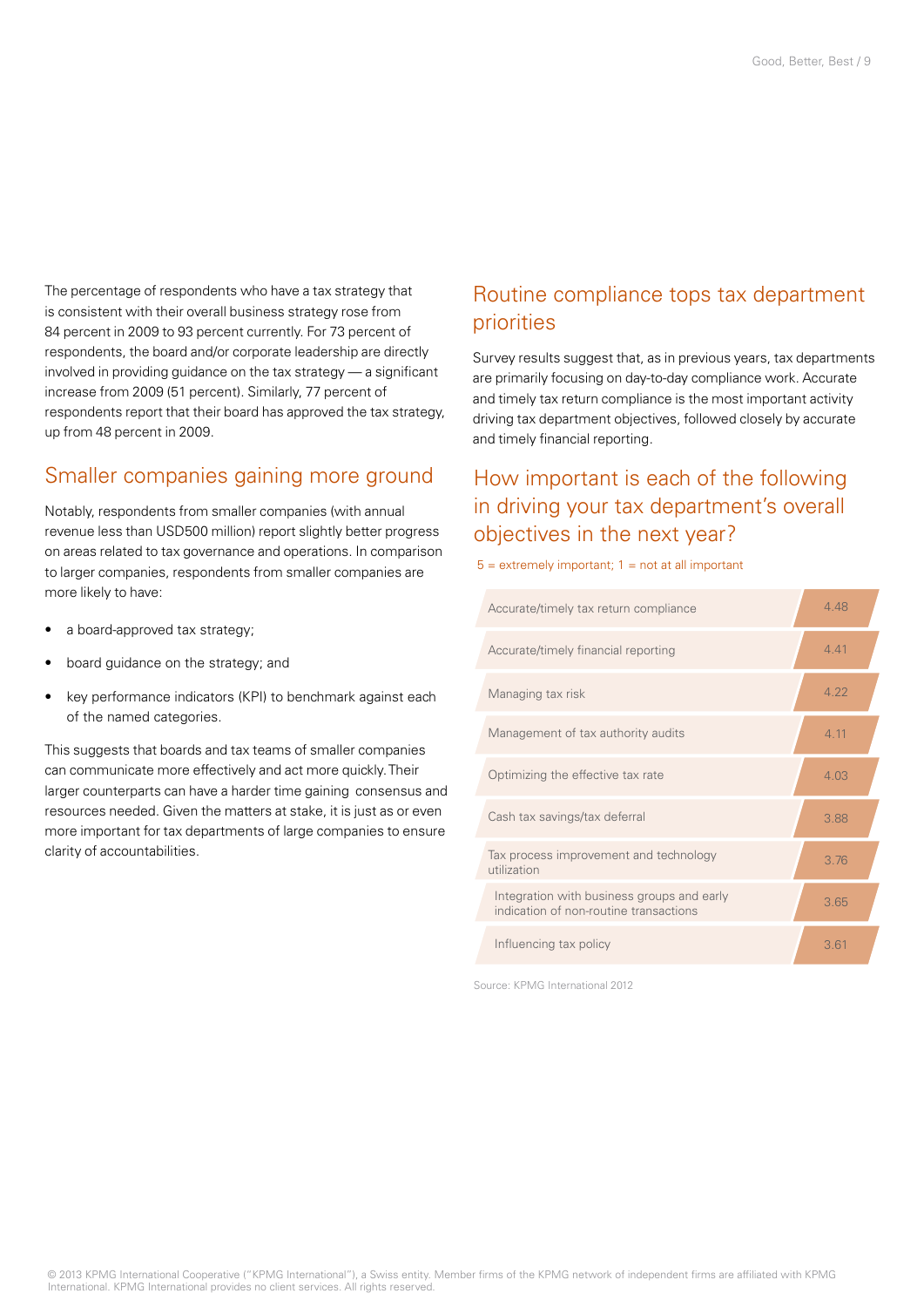The percentage of respondents who have a tax strategy that is consistent with their overall business strategy rose from 84 percent in 2009 to 93 percent currently. For 73 percent of respondents, the board and/or corporate leadership are directly involved in providing guidance on the tax strategy — a significant increase from 2009 (51 percent). Similarly, 77 percent of respondents report that their board has approved the tax strategy, up from 48 percent in 2009.

## Smaller companies gaining more ground

Notably, respondents from smaller companies (with annual revenue less than USD500 million) report slightly better progress on areas related to tax governance and operations. In comparison to larger companies, respondents from smaller companies are more likely to have:

- a board-approved tax strategy;
- board guidance on the strategy; and
- key performance indicators (KPI) to benchmark against each of the named categories.

This suggests that boards and tax teams of smaller companies can communicate more effectively and act more quickly. Their larger counterparts can have a harder time gaining consensus and resources needed. Given the matters at stake, it is just as or even more important for tax departments of large companies to ensure clarity of accountabilities.

## Routine compliance tops tax department priorities

Survey results suggest that, as in previous years, tax departments are primarily focusing on day-to-day compliance work. Accurate and timely tax return compliance is the most important activity driving tax department objectives, followed closely by accurate and timely financial reporting.

## How important is each of the following in driving your tax department's overall objectives in the next year?

5 = extremely important; 1 = not at all important

| Objective | Score |
|---|---|
| Accurate/timely tax return compliance | 4.48 |
| Accurate/timely financial reporting | 4.41 |
| Managing tax risk | 4.22 |
| Management of tax authority audits | 4.11 |
| Optimizing the effective tax rate | 4.03 |
| Cash tax savings/tax deferral | 3.88 |
| Tax process improvement and technology utilization | 3.76 |
| Integration with business groups and early indication of non-routine transactions | 3.65 |
| Influencing tax policy | 3.61 |

Source: KPMG International 2012

© 2013 KPMG International Cooperative ("KPMG International"), a Swiss entity. Member firms of the KPMG network of independent firms are affiliated with KPMG International. KPMG International provides no client services. All rights reserved.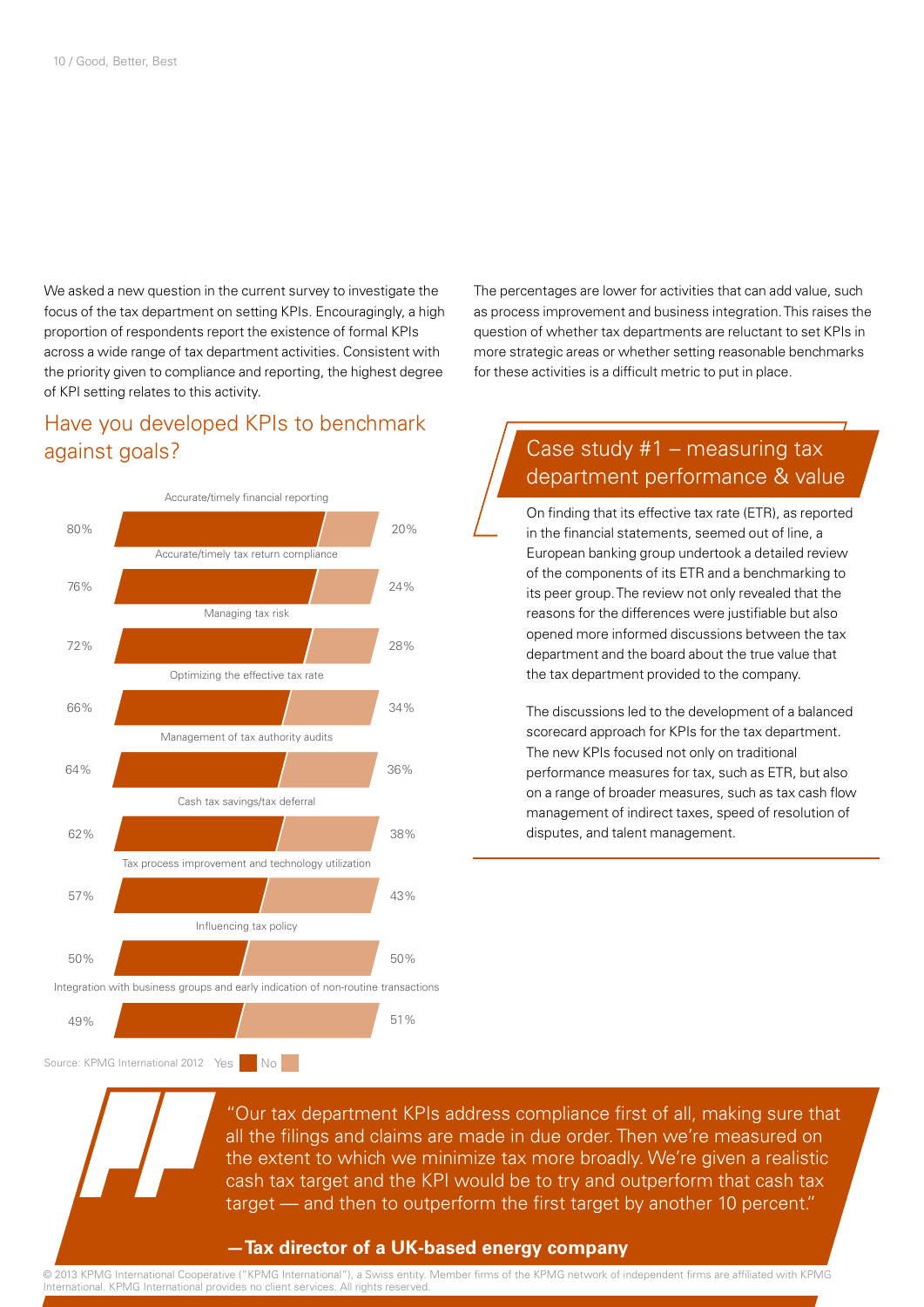We asked a new question in the current survey to investigate the focus of the tax department on setting KPIs. Encouragingly, a high proportion of respondents report the existence of formal KPIs across a wide range of tax department activities. Consistent with the priority given to compliance and reporting, the highest degree of KPI setting relates to this activity.

The percentages are lower for activities that can add value, such as process improvement and business integration. This raises the question of whether tax departments are reluctant to set KPIs in more strategic areas or whether setting reasonable benchmarks for these activities is a difficult metric to put in place.

## Have you developed KPIs to benchmark against goals?

| Activity | Yes | No |
| --- | --- | --- |
| Accurate/timely financial reporting | 80% | 20% |
| Accurate/timely tax return compliance | 76% | 24% |
| Managing tax risk | 72% | 28% |
| Optimizing the effective tax rate | 66% | 34% |
| Management of tax authority audits | 64% | 36% |
| Cash tax savings/tax deferral | 62% | 38% |
| Tax process improvement and technology utilization | 57% | 43% |
| Influencing tax policy | 50% | 50% |
| Integration with business groups and early indication of non-routine transactions | 49% | 51% |

Source: KPMG International 2012

## Case study #1 – measuring tax department performance & value

On finding that its effective tax rate (ETR), as reported in the financial statements, seemed out of line, a European banking group undertook a detailed review of the components of its ETR and a benchmarking to its peer group. The review not only revealed that the reasons for the differences were justifiable but also opened more informed discussions between the tax department and the board about the true value that the tax department provided to the company.

The discussions led to the development of a balanced scorecard approach for KPIs for the tax department. The new KPIs focused not only on traditional performance measures for tax, such as ETR, but also on a range of broader measures, such as tax cash flow management of indirect taxes, speed of resolution of disputes, and talent management.

"Our tax department KPIs address compliance first of all, making sure that all the filings and claims are made in due order. Then we're measured on the extent to which we minimize tax more broadly. We're given a realistic cash tax target and the KPI would be to try and outperform that cash tax target — and then to outperform the first target by another 10 percent."

**— Tax director of a UK-based energy company**

© 2013 KPMG International Cooperative ("KPMG International"), a Swiss entity. Member firms of the KPMG network of independent firms are affiliated with KPMG International. KPMG International provides no client services. All rights reserved.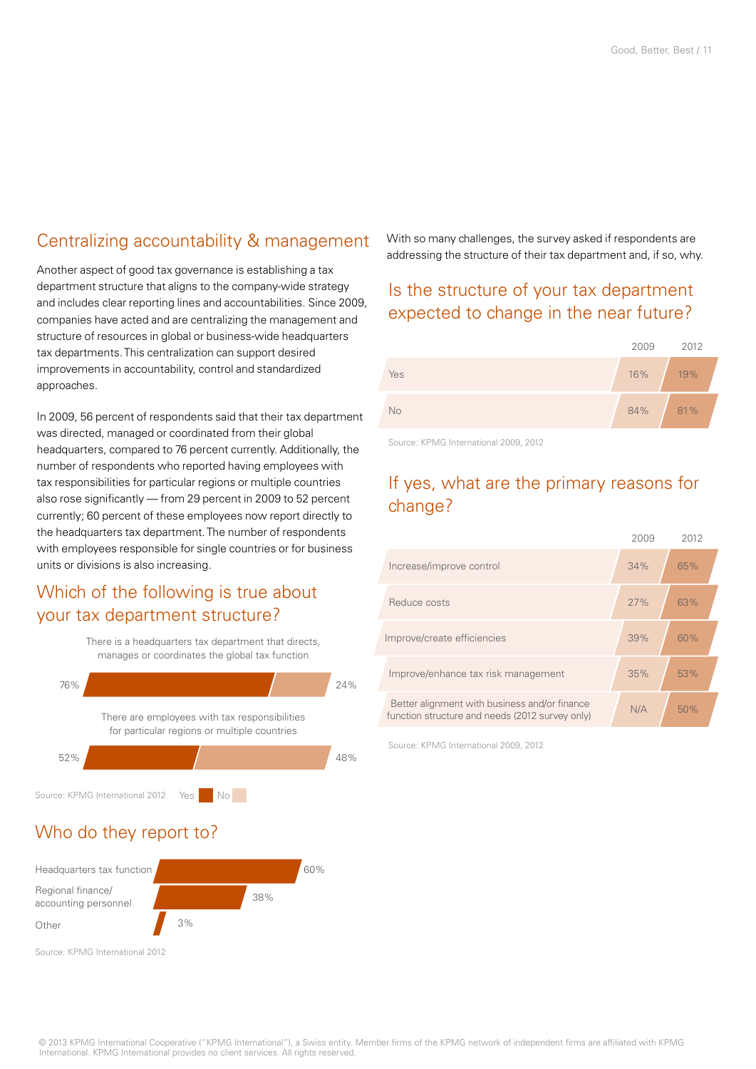## Centralizing accountability & management

Another aspect of good tax governance is establishing a tax department structure that aligns to the company-wide strategy and includes clear reporting lines and accountabilities. Since 2009, companies have acted and are centralizing the management and structure of resources in global or business-wide headquarters tax departments. This centralization can support desired improvements in accountability, control and standardized approaches.

In 2009, 56 percent of respondents said that their tax department was directed, managed or coordinated from their global headquarters, compared to 76 percent currently. Additionally, the number of respondents who reported having employees with tax responsibilities for particular regions or multiple countries also rose significantly — from 29 percent in 2009 to 52 percent currently; 60 percent of these employees now report directly to the headquarters tax department. The number of respondents with employees responsible for single countries or for business units or divisions is also increasing.

### Which of the following is true about your tax department structure?

| | Yes | No |
|---|---|---|
| There is a headquarters tax department that directs, manages or coordinates the global tax function | 76% | 24% |
| There are employees with tax responsibilities for particular regions or multiple countries | 52% | 48% |

Source: KPMG International 2012

### Who do they report to?

| | |
|---|---|
| Headquarters tax function | 60% |
| Regional finance/ accounting personnel | 38% |
| Other | 3% |

Source: KPMG International 2012

With so many challenges, the survey asked if respondents are addressing the structure of their tax department and, if so, why.

### Is the structure of your tax department expected to change in the near future?

| | 2009 | 2012 |
|---|---|---|
| Yes | 16% | 19% |
| No | 84% | 81% |

Source: KPMG International 2009, 2012

### If yes, what are the primary reasons for change?

| | 2009 | 2012 |
|---|---|---|
| Increase/improve control | 34% | 65% |
| Reduce costs | 27% | 63% |
| Improve/create efficiencies | 39% | 60% |
| Improve/enhance tax risk management | 35% | 53% |
| Better alignment with business and/or finance function structure and needs (2012 survey only) | N/A | 50% |

Source: KPMG International 2009, 2012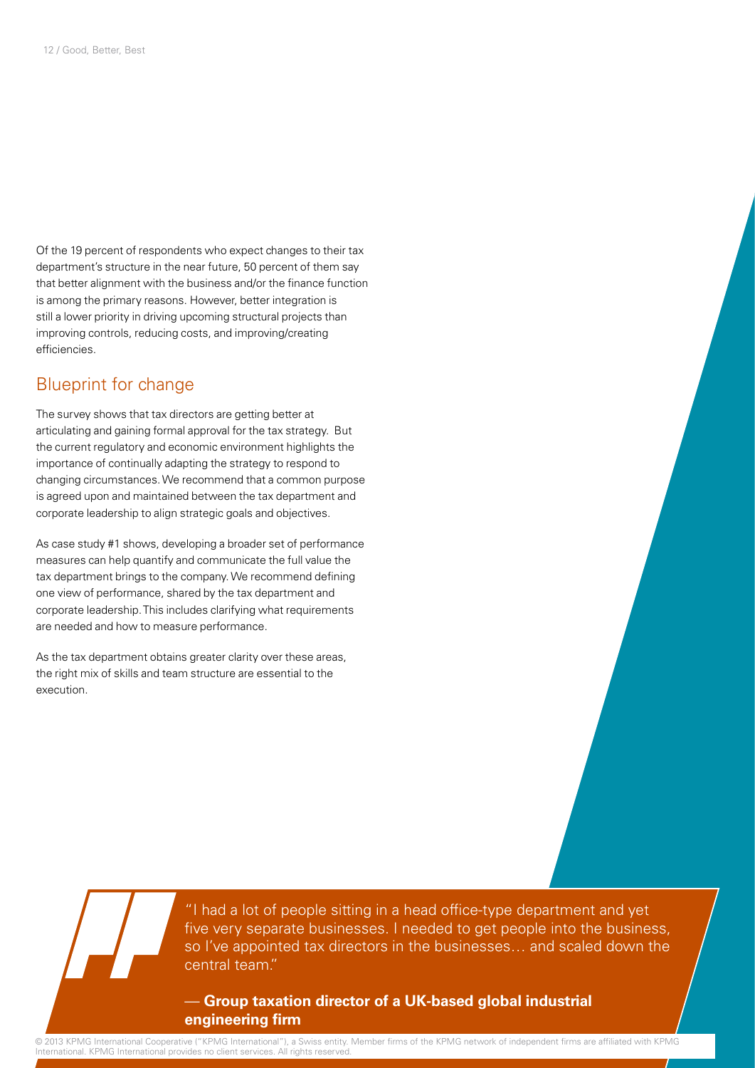Of the 19 percent of respondents who expect changes to their tax department's structure in the near future, 50 percent of them say that better alignment with the business and/or the finance function is among the primary reasons. However, better integration is still a lower priority in driving upcoming structural projects than improving controls, reducing costs, and improving/creating efficiencies.

## Blueprint for change

The survey shows that tax directors are getting better at articulating and gaining formal approval for the tax strategy. But the current regulatory and economic environment highlights the importance of continually adapting the strategy to respond to changing circumstances. We recommend that a common purpose is agreed upon and maintained between the tax department and corporate leadership to align strategic goals and objectives.

As case study #1 shows, developing a broader set of performance measures can help quantify and communicate the full value the tax department brings to the company. We recommend defining one view of performance, shared by the tax department and corporate leadership. This includes clarifying what requirements are needed and how to measure performance.

As the tax department obtains greater clarity over these areas, the right mix of skills and team structure are essential to the execution.

> "I had a lot of people sitting in a head office-type department and yet five very separate businesses. I needed to get people into the business, so I've appointed tax directors in the businesses… and scaled down the central team."
>
> — **Group taxation director of a UK-based global industrial engineering firm**

© 2013 KPMG International Cooperative ("KPMG International"), a Swiss entity. Member firms of the KPMG network of independent firms are affiliated with KPMG International. KPMG International provides no client services. All rights reserved.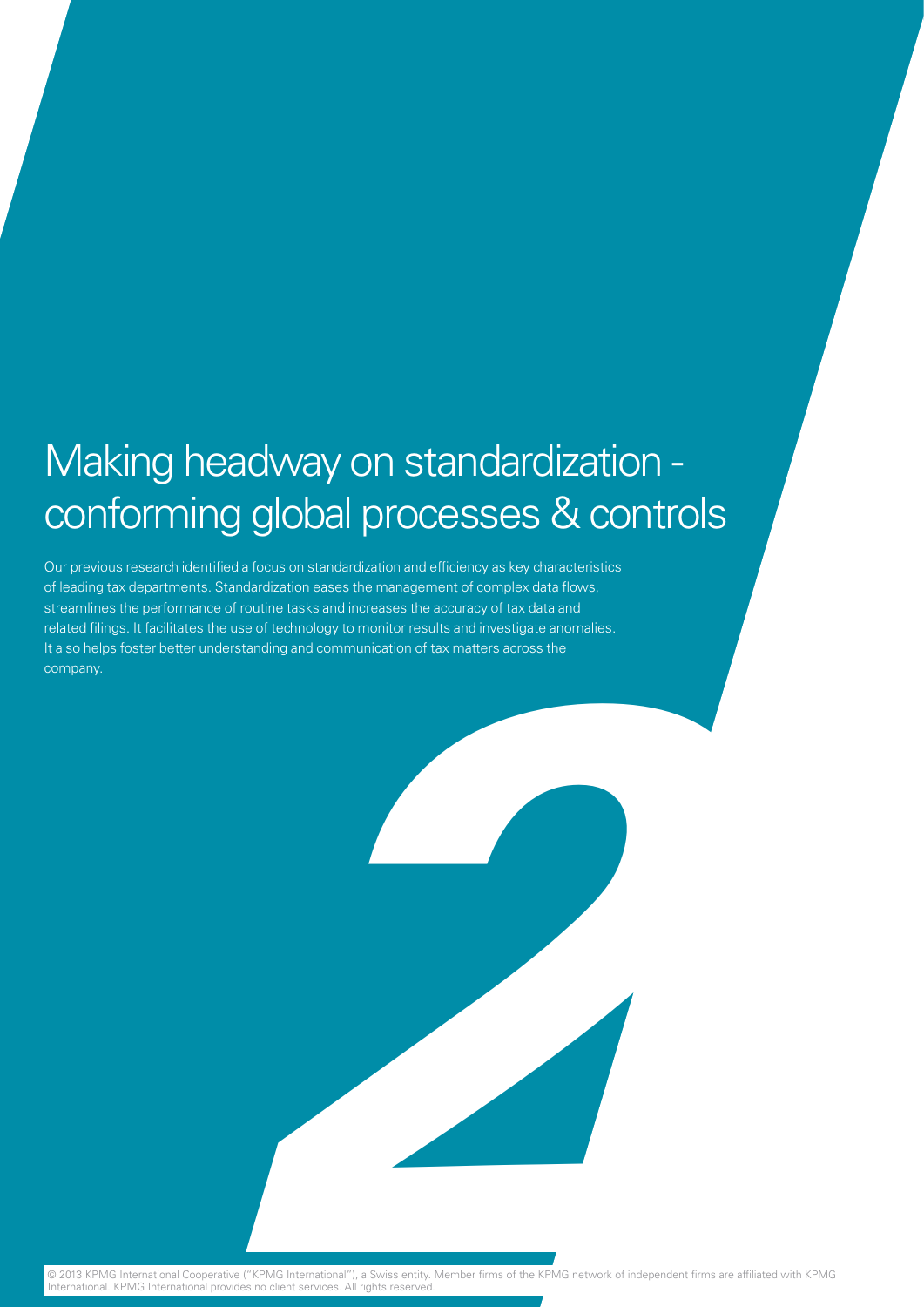# Making headway on standardization - conforming global processes & controls

Our previous research identified a focus on standardization and efficiency as key characteristics of leading tax departments. Standardization eases the management of complex data flows, streamlines the performance of routine tasks and increases the accuracy of tax data and related filings. It facilitates the use of technology to monitor results and investigate anomalies. It also helps foster better understanding and communication of tax matters across the company.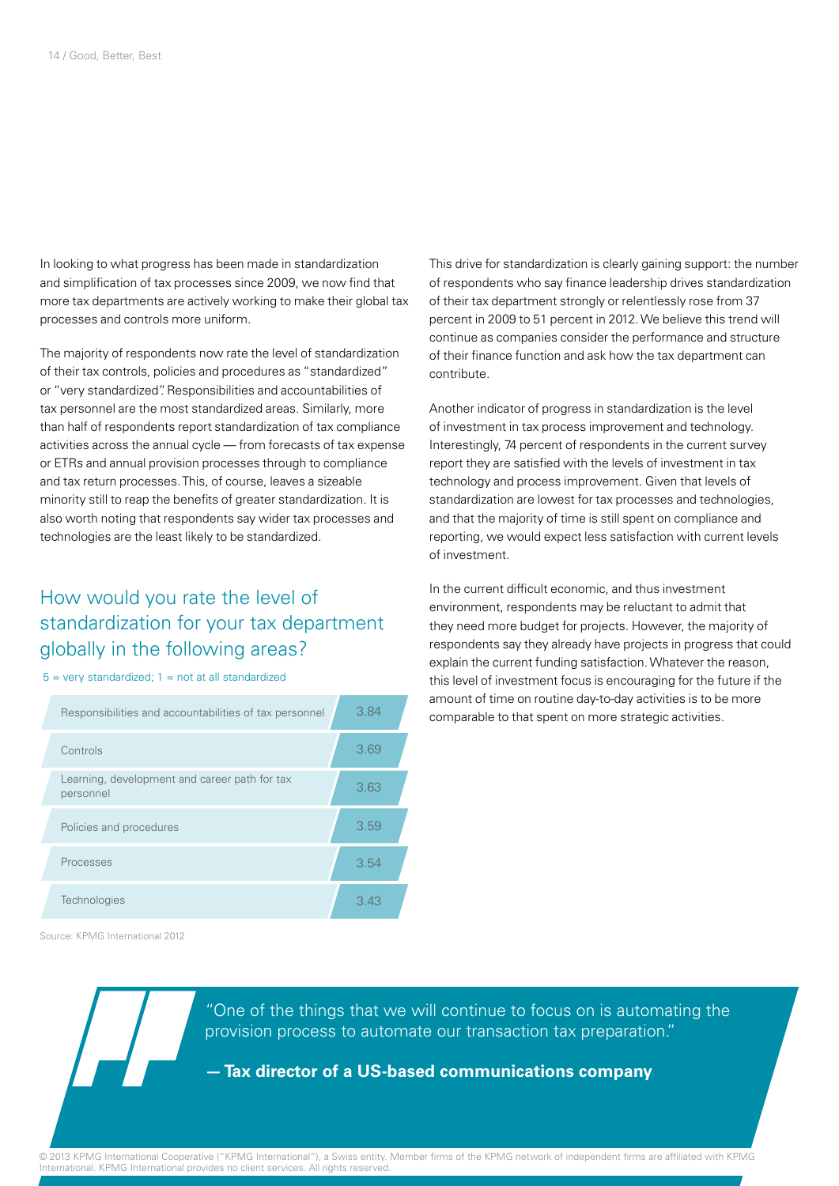In looking to what progress has been made in standardization and simplification of tax processes since 2009, we now find that more tax departments are actively working to make their global tax processes and controls more uniform.

The majority of respondents now rate the level of standardization of their tax controls, policies and procedures as "standardized" or "very standardized". Responsibilities and accountabilities of tax personnel are the most standardized areas. Similarly, more than half of respondents report standardization of tax compliance activities across the annual cycle — from forecasts of tax expense or ETRs and annual provision processes through to compliance and tax return processes. This, of course, leaves a sizeable minority still to reap the benefits of greater standardization. It is also worth noting that respondents say wider tax processes and technologies are the least likely to be standardized.

## How would you rate the level of standardization for your tax department globally in the following areas?

5 = very standardized; 1 = not at all standardized

| Area | Rating |
|---|---|
| Responsibilities and accountabilities of tax personnel | 3.84 |
| Controls | 3.69 |
| Learning, development and career path for tax personnel | 3.63 |
| Policies and procedures | 3.59 |
| Processes | 3.54 |
| Technologies | 3.43 |

Source: KPMG International 2012

This drive for standardization is clearly gaining support: the number of respondents who say finance leadership drives standardization of their tax department strongly or relentlessly rose from 37 percent in 2009 to 51 percent in 2012. We believe this trend will continue as companies consider the performance and structure of their finance function and ask how the tax department can contribute.

Another indicator of progress in standardization is the level of investment in tax process improvement and technology. Interestingly, 74 percent of respondents in the current survey report they are satisfied with the levels of investment in tax technology and process improvement. Given that levels of standardization are lowest for tax processes and technologies, and that the majority of time is still spent on compliance and reporting, we would expect less satisfaction with current levels of investment.

In the current difficult economic, and thus investment environment, respondents may be reluctant to admit that they need more budget for projects. However, the majority of respondents say they already have projects in progress that could explain the current funding satisfaction. Whatever the reason, this level of investment focus is encouraging for the future if the amount of time on routine day-to-day activities is to be more comparable to that spent on more strategic activities.

> "One of the things that we will continue to focus on is automating the provision process to automate our transaction tax preparation."
>
> **— Tax director of a US-based communications company**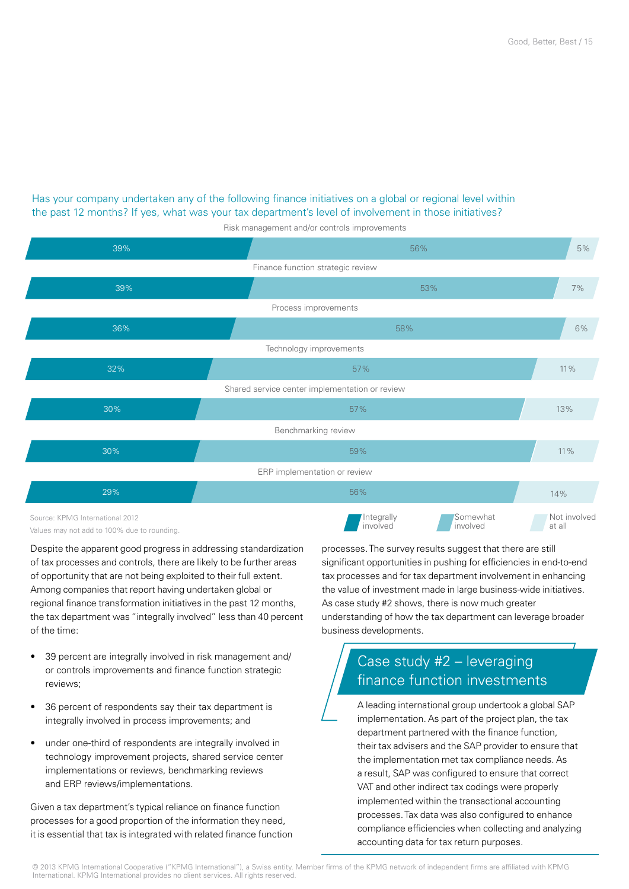Has your company undertaken any of the following finance initiatives on a global or regional level within the past 12 months? If yes, what was your tax department's level of involvement in those initiatives?

| Initiative | Integrally involved | Somewhat involved | Not involved at all |
| --- | --- | --- | --- |
| Risk management and/or controls improvements | 39% | 56% | 5% |
| Finance function strategic review | 39% | 53% | 7% |
| Process improvements | 36% | 58% | 6% |
| Technology improvements | 32% | 57% | 11% |
| Shared service center implementation or review | 30% | 57% | 13% |
| Benchmarking review | 30% | 59% | 11% |
| ERP implementation or review | 29% | 56% | 14% |

Source: KPMG International 2012

Values may not add to 100% due to rounding.

Despite the apparent good progress in addressing standardization of tax processes and controls, there are likely to be further areas of opportunity that are not being exploited to their full extent. Among companies that report having undertaken global or regional finance transformation initiatives in the past 12 months, the tax department was "integrally involved" less than 40 percent of the time:

- 39 percent are integrally involved in risk management and/or controls improvements and finance function strategic reviews;
- 36 percent of respondents say their tax department is integrally involved in process improvements; and
- under one-third of respondents are integrally involved in technology improvement projects, shared service center implementations or reviews, benchmarking reviews and ERP reviews/implementations.

Given a tax department's typical reliance on finance function processes for a good proportion of the information they need, it is essential that tax is integrated with related finance function processes. The survey results suggest that there are still significant opportunities in pushing for efficiencies in end-to-end tax processes and for tax department involvement in enhancing the value of investment made in large business-wide initiatives. As case study #2 shows, there is now much greater understanding of how the tax department can leverage broader business developments.

## Case study #2 – leveraging finance function investments

A leading international group undertook a global SAP implementation. As part of the project plan, the tax department partnered with the finance function, their tax advisers and the SAP provider to ensure that the implementation met tax compliance needs. As a result, SAP was configured to ensure that correct VAT and other indirect tax codings were properly implemented within the transactional accounting processes. Tax data was also configured to enhance compliance efficiencies when collecting and analyzing accounting data for tax return purposes.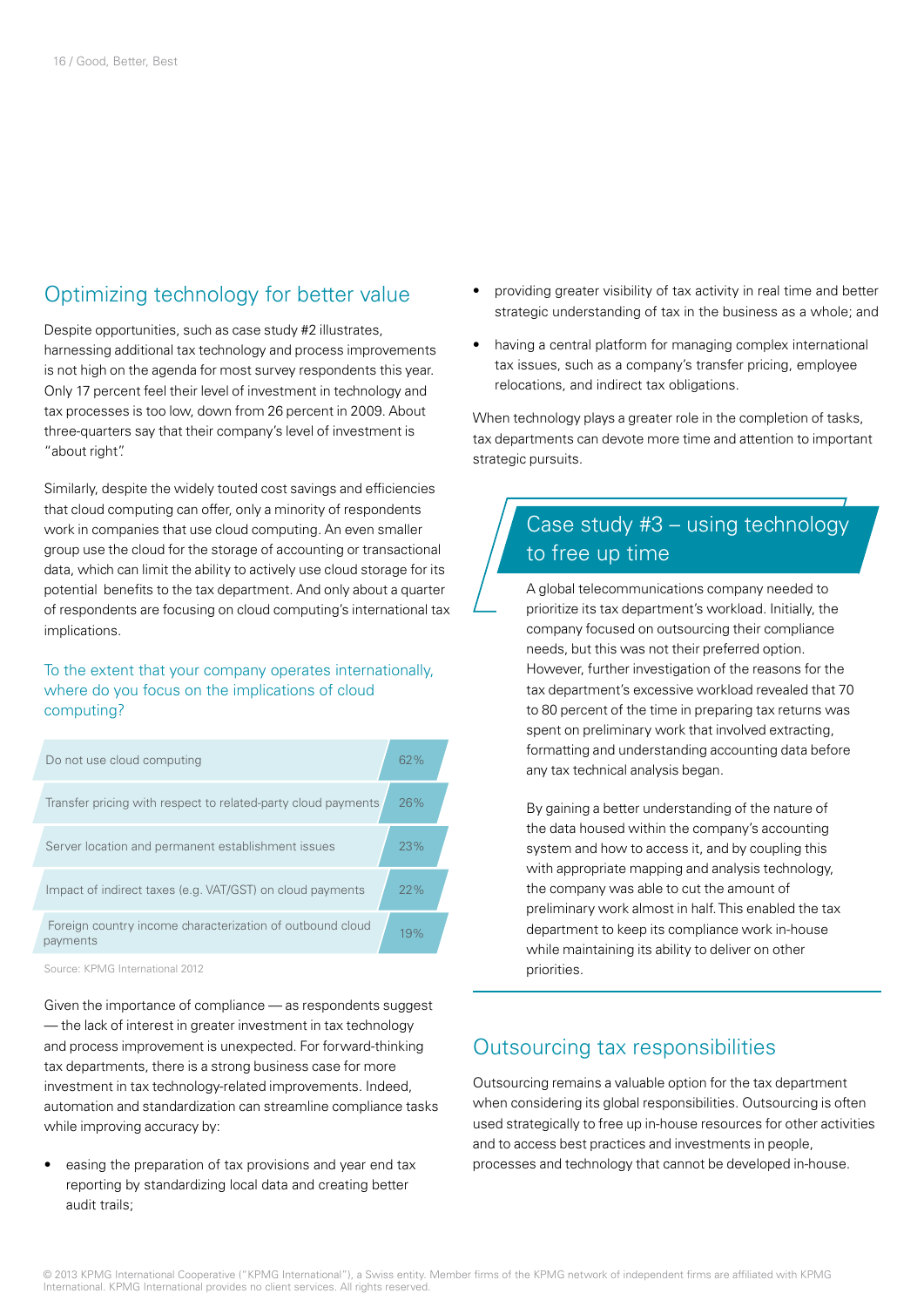## Optimizing technology for better value

Despite opportunities, such as case study #2 illustrates, harnessing additional tax technology and process improvements is not high on the agenda for most survey respondents this year. Only 17 percent feel their level of investment in technology and tax processes is too low, down from 26 percent in 2009. About three-quarters say that their company's level of investment is "about right".

Similarly, despite the widely touted cost savings and efficiencies that cloud computing can offer, only a minority of respondents work in companies that use cloud computing. An even smaller group use the cloud for the storage of accounting or transactional data, which can limit the ability to actively use cloud storage for its potential benefits to the tax department. And only about a quarter of respondents are focusing on cloud computing's international tax implications.

### To the extent that your company operates internationally, where do you focus on the implications of cloud computing?

| Response | % |
|---|---|
| Do not use cloud computing | 62% |
| Transfer pricing with respect to related-party cloud payments | 26% |
| Server location and permanent establishment issues | 23% |
| Impact of indirect taxes (e.g. VAT/GST) on cloud payments | 22% |
| Foreign country income characterization of outbound cloud payments | 19% |

Source: KPMG International 2012

Given the importance of compliance — as respondents suggest — the lack of interest in greater investment in tax technology and process improvement is unexpected. For forward-thinking tax departments, there is a strong business case for more investment in tax technology-related improvements. Indeed, automation and standardization can streamline compliance tasks while improving accuracy by:

- easing the preparation of tax provisions and year end tax reporting by standardizing local data and creating better audit trails;
- providing greater visibility of tax activity in real time and better strategic understanding of tax in the business as a whole; and
- having a central platform for managing complex international tax issues, such as a company's transfer pricing, employee relocations, and indirect tax obligations.

When technology plays a greater role in the completion of tasks, tax departments can devote more time and attention to important strategic pursuits.

### Case study #3 – using technology to free up time

A global telecommunications company needed to prioritize its tax department's workload. Initially, the company focused on outsourcing their compliance needs, but this was not their preferred option. However, further investigation of the reasons for the tax department's excessive workload revealed that 70 to 80 percent of the time in preparing tax returns was spent on preliminary work that involved extracting, formatting and understanding accounting data before any tax technical analysis began.

By gaining a better understanding of the nature of the data housed within the company's accounting system and how to access it, and by coupling this with appropriate mapping and analysis technology, the company was able to cut the amount of preliminary work almost in half. This enabled the tax department to keep its compliance work in-house while maintaining its ability to deliver on other priorities.

## Outsourcing tax responsibilities

Outsourcing remains a valuable option for the tax department when considering its global responsibilities. Outsourcing is often used strategically to free up in-house resources for other activities and to access best practices and investments in people, processes and technology that cannot be developed in-house.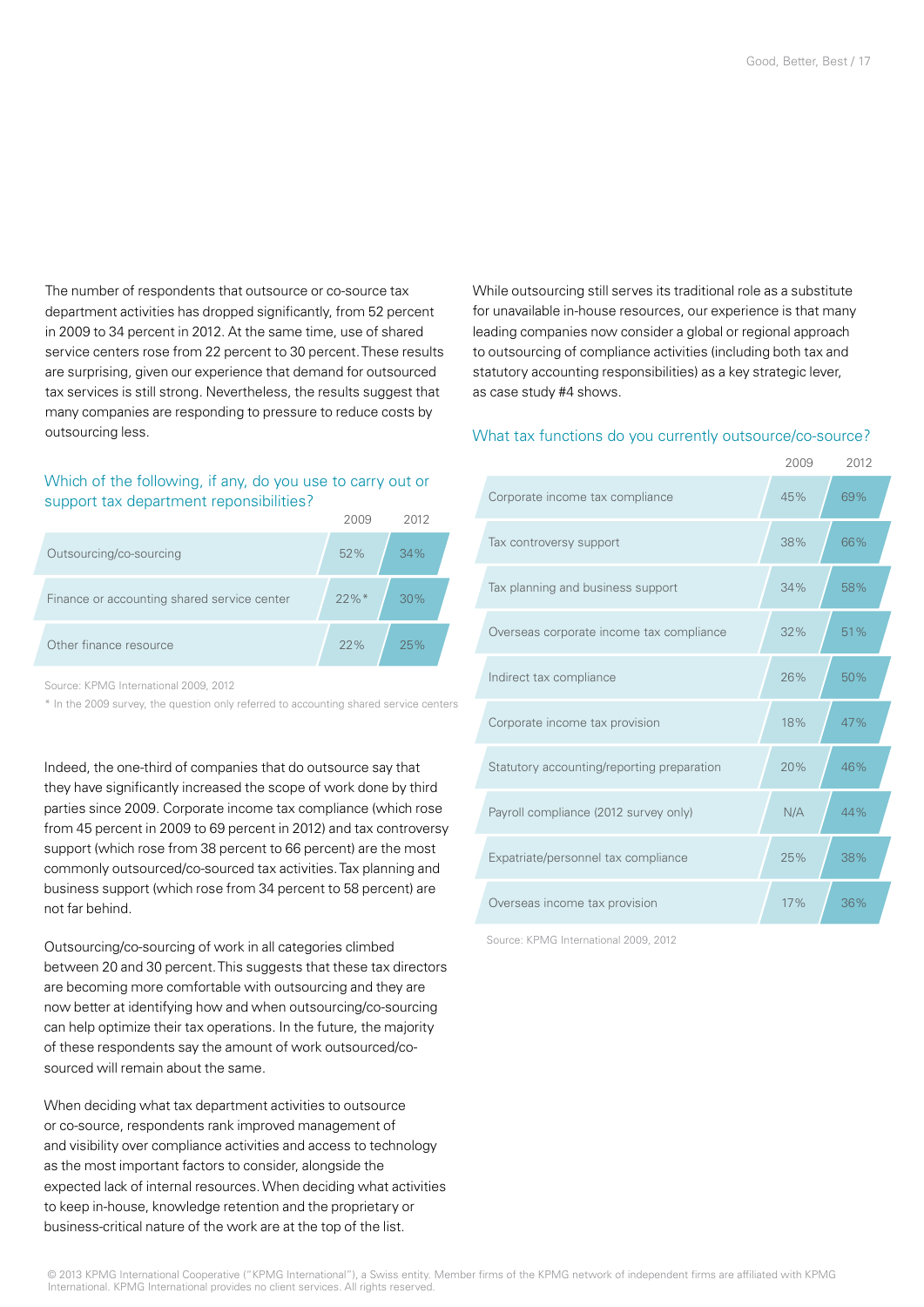The number of respondents that outsource or co-source tax department activities has dropped significantly, from 52 percent in 2009 to 34 percent in 2012. At the same time, use of shared service centers rose from 22 percent to 30 percent. These results are surprising, given our experience that demand for outsourced tax services is still strong. Nevertheless, the results suggest that many companies are responding to pressure to reduce costs by outsourcing less.

### Which of the following, if any, do you use to carry out or support tax department reponsibilities?

| | 2009 | 2012 |
|---|---|---|
| Outsourcing/co-sourcing | 52% | 34% |
| Finance or accounting shared service center | 22%* | 30% |
| Other finance resource | 22% | 25% |

Source: KPMG International 2009, 2012

* In the 2009 survey, the question only referred to accounting shared service centers

Indeed, the one-third of companies that do outsource say that they have significantly increased the scope of work done by third parties since 2009. Corporate income tax compliance (which rose from 45 percent in 2009 to 69 percent in 2012) and tax controversy support (which rose from 38 percent to 66 percent) are the most commonly outsourced/co-sourced tax activities. Tax planning and business support (which rose from 34 percent to 58 percent) are not far behind.

Outsourcing/co-sourcing of work in all categories climbed between 20 and 30 percent. This suggests that these tax directors are becoming more comfortable with outsourcing and they are now better at identifying how and when outsourcing/co-sourcing can help optimize their tax operations. In the future, the majority of these respondents say the amount of work outsourced/co-sourced will remain about the same.

When deciding what tax department activities to outsource or co-source, respondents rank improved management of and visibility over compliance activities and access to technology as the most important factors to consider, alongside the expected lack of internal resources. When deciding what activities to keep in-house, knowledge retention and the proprietary or business-critical nature of the work are at the top of the list.

While outsourcing still serves its traditional role as a substitute for unavailable in-house resources, our experience is that many leading companies now consider a global or regional approach to outsourcing of compliance activities (including both tax and statutory accounting responsibilities) as a key strategic lever, as case study #4 shows.

### What tax functions do you currently outsource/co-source?

| | 2009 | 2012 |
|---|---|---|
| Corporate income tax compliance | 45% | 69% |
| Tax controversy support | 38% | 66% |
| Tax planning and business support | 34% | 58% |
| Overseas corporate income tax compliance | 32% | 51% |
| Indirect tax compliance | 26% | 50% |
| Corporate income tax provision | 18% | 47% |
| Statutory accounting/reporting preparation | 20% | 46% |
| Payroll compliance (2012 survey only) | N/A | 44% |
| Expatriate/personnel tax compliance | 25% | 38% |
| Overseas income tax provision | 17% | 36% |

Source: KPMG International 2009, 2012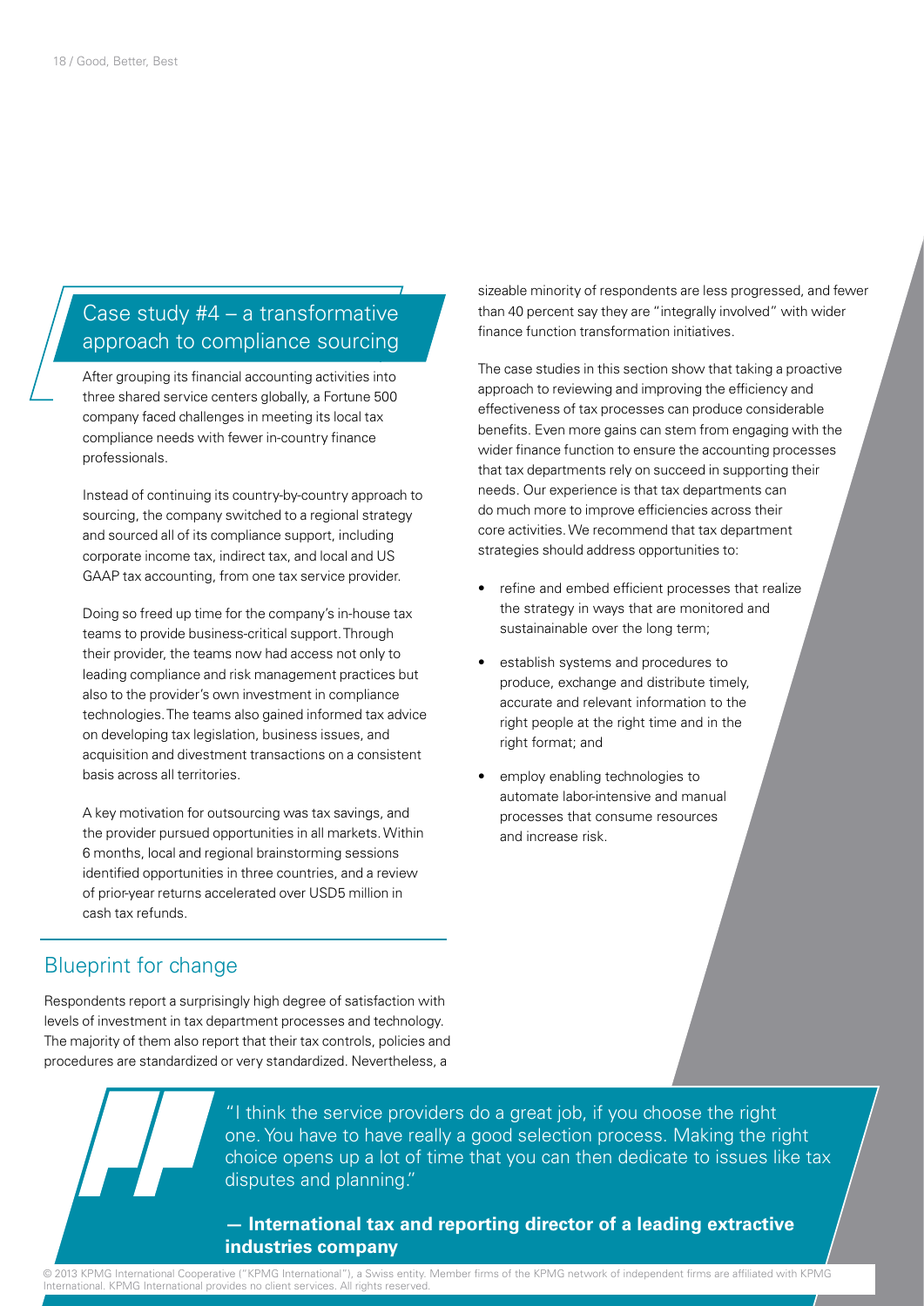## Case study #4 – a transformative approach to compliance sourcing

After grouping its financial accounting activities into three shared service centers globally, a Fortune 500 company faced challenges in meeting its local tax compliance needs with fewer in-country finance professionals.

Instead of continuing its country-by-country approach to sourcing, the company switched to a regional strategy and sourced all of its compliance support, including corporate income tax, indirect tax, and local and US GAAP tax accounting, from one tax service provider.

Doing so freed up time for the company's in-house tax teams to provide business-critical support. Through their provider, the teams now had access not only to leading compliance and risk management practices but also to the provider's own investment in compliance technologies. The teams also gained informed tax advice on developing tax legislation, business issues, and acquisition and divestment transactions on a consistent basis across all territories.

A key motivation for outsourcing was tax savings, and the provider pursued opportunities in all markets. Within 6 months, local and regional brainstorming sessions identified opportunities in three countries, and a review of prior-year returns accelerated over USD5 million in cash tax refunds.

## Blueprint for change

Respondents report a surprisingly high degree of satisfaction with levels of investment in tax department processes and technology. The majority of them also report that their tax controls, policies and procedures are standardized or very standardized. Nevertheless, a sizeable minority of respondents are less progressed, and fewer than 40 percent say they are "integrally involved" with wider finance function transformation initiatives.

The case studies in this section show that taking a proactive approach to reviewing and improving the efficiency and effectiveness of tax processes can produce considerable benefits. Even more gains can stem from engaging with the wider finance function to ensure the accounting processes that tax departments rely on succeed in supporting their needs. Our experience is that tax departments can do much more to improve efficiencies across their core activities. We recommend that tax department strategies should address opportunities to:

- refine and embed efficient processes that realize the strategy in ways that are monitored and sustainainable over the long term;
- establish systems and procedures to produce, exchange and distribute timely, accurate and relevant information to the right people at the right time and in the right format; and
- employ enabling technologies to automate labor-intensive and manual processes that consume resources and increase risk.

"I think the service providers do a great job, if you choose the right one. You have to have really a good selection process. Making the right choice opens up a lot of time that you can then dedicate to issues like tax disputes and planning."

**— International tax and reporting director of a leading extractive industries company**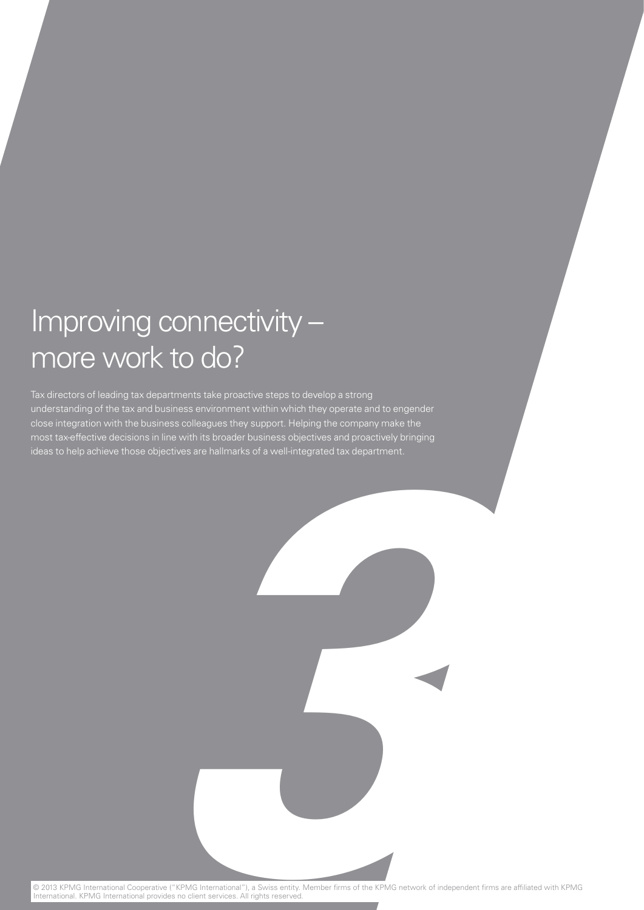# Improving connectivity – more work to do?

Tax directors of leading tax departments take proactive steps to develop a strong understanding of the tax and business environment within which they operate and to engender close integration with the business colleagues they support. Helping the company make the most tax-effective decisions in line with its broader business objectives and proactively bringing ideas to help achieve those objectives are hallmarks of a well-integrated tax department.

3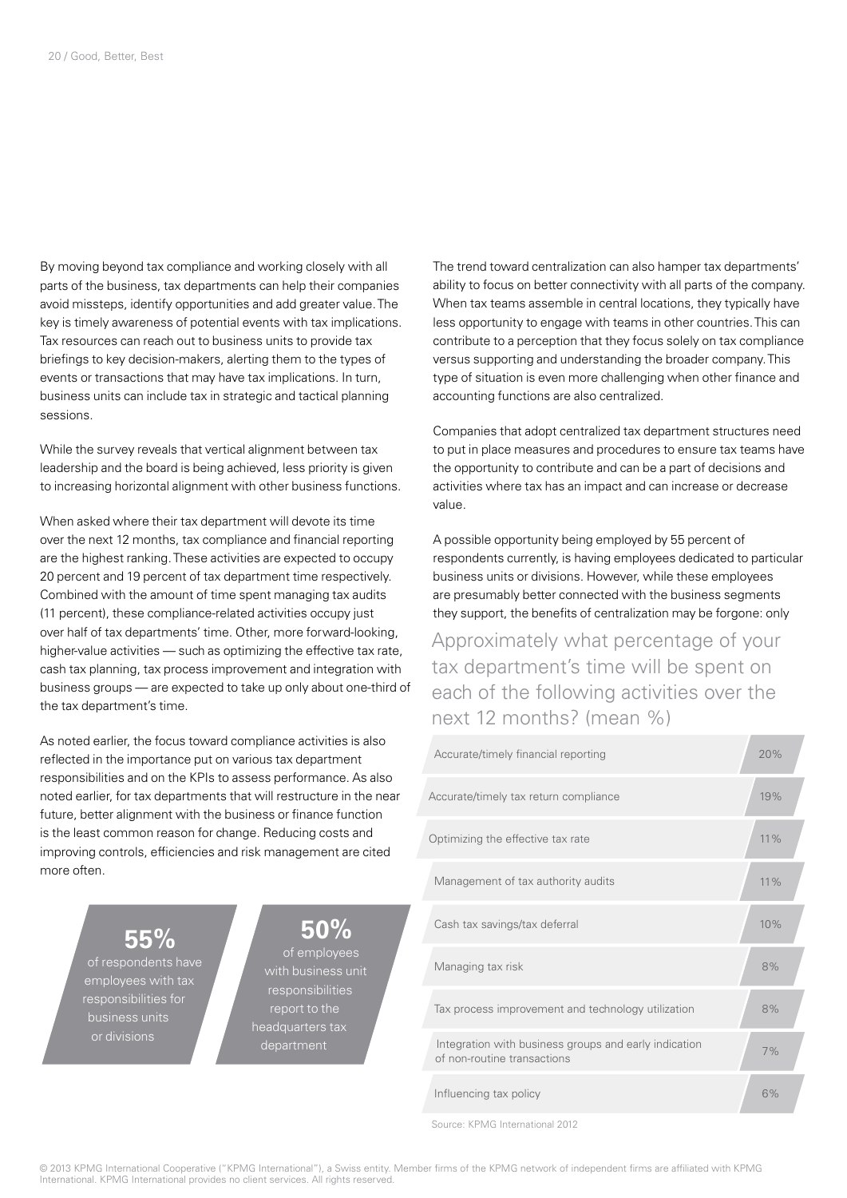By moving beyond tax compliance and working closely with all parts of the business, tax departments can help their companies avoid missteps, identify opportunities and add greater value. The key is timely awareness of potential events with tax implications. Tax resources can reach out to business units to provide tax briefings to key decision-makers, alerting them to the types of events or transactions that may have tax implications. In turn, business units can include tax in strategic and tactical planning sessions.

While the survey reveals that vertical alignment between tax leadership and the board is being achieved, less priority is given to increasing horizontal alignment with other business functions.

When asked where their tax department will devote its time over the next 12 months, tax compliance and financial reporting are the highest ranking. These activities are expected to occupy 20 percent and 19 percent of tax department time respectively. Combined with the amount of time spent managing tax audits (11 percent), these compliance-related activities occupy just over half of tax departments' time. Other, more forward-looking, higher-value activities — such as optimizing the effective tax rate, cash tax planning, tax process improvement and integration with business groups — are expected to take up only about one-third of the tax department's time.

As noted earlier, the focus toward compliance activities is also reflected in the importance put on various tax department responsibilities and on the KPIs to assess performance. As also noted earlier, for tax departments that will restructure in the near future, better alignment with the business or finance function is the least common reason for change. Reducing costs and improving controls, efficiencies and risk management are cited more often.

**55%** of respondents have employees with tax responsibilities for business units or divisions

**50%** of employees with business unit responsibilities report to the headquarters tax department

The trend toward centralization can also hamper tax departments' ability to focus on better connectivity with all parts of the company. When tax teams assemble in central locations, they typically have less opportunity to engage with teams in other countries. This can contribute to a perception that they focus solely on tax compliance versus supporting and understanding the broader company. This type of situation is even more challenging when other finance and accounting functions are also centralized.

Companies that adopt centralized tax department structures need to put in place measures and procedures to ensure tax teams have the opportunity to contribute and can be a part of decisions and activities where tax has an impact and can increase or decrease value.

A possible opportunity being employed by 55 percent of respondents currently, is having employees dedicated to particular business units or divisions. However, while these employees are presumably better connected with the business segments they support, the benefits of centralization may be forgone: only

## Approximately what percentage of your tax department's time will be spent on each of the following activities over the next 12 months? (mean %)

| Activity | Mean % |
|---|---|
| Accurate/timely financial reporting | 20% |
| Accurate/timely tax return compliance | 19% |
| Optimizing the effective tax rate | 11% |
| Management of tax authority audits | 11% |
| Cash tax savings/tax deferral | 10% |
| Managing tax risk | 8% |
| Tax process improvement and technology utilization | 8% |
| Integration with business groups and early indication of non-routine transactions | 7% |
| Influencing tax policy | 6% |

Source: KPMG International 2012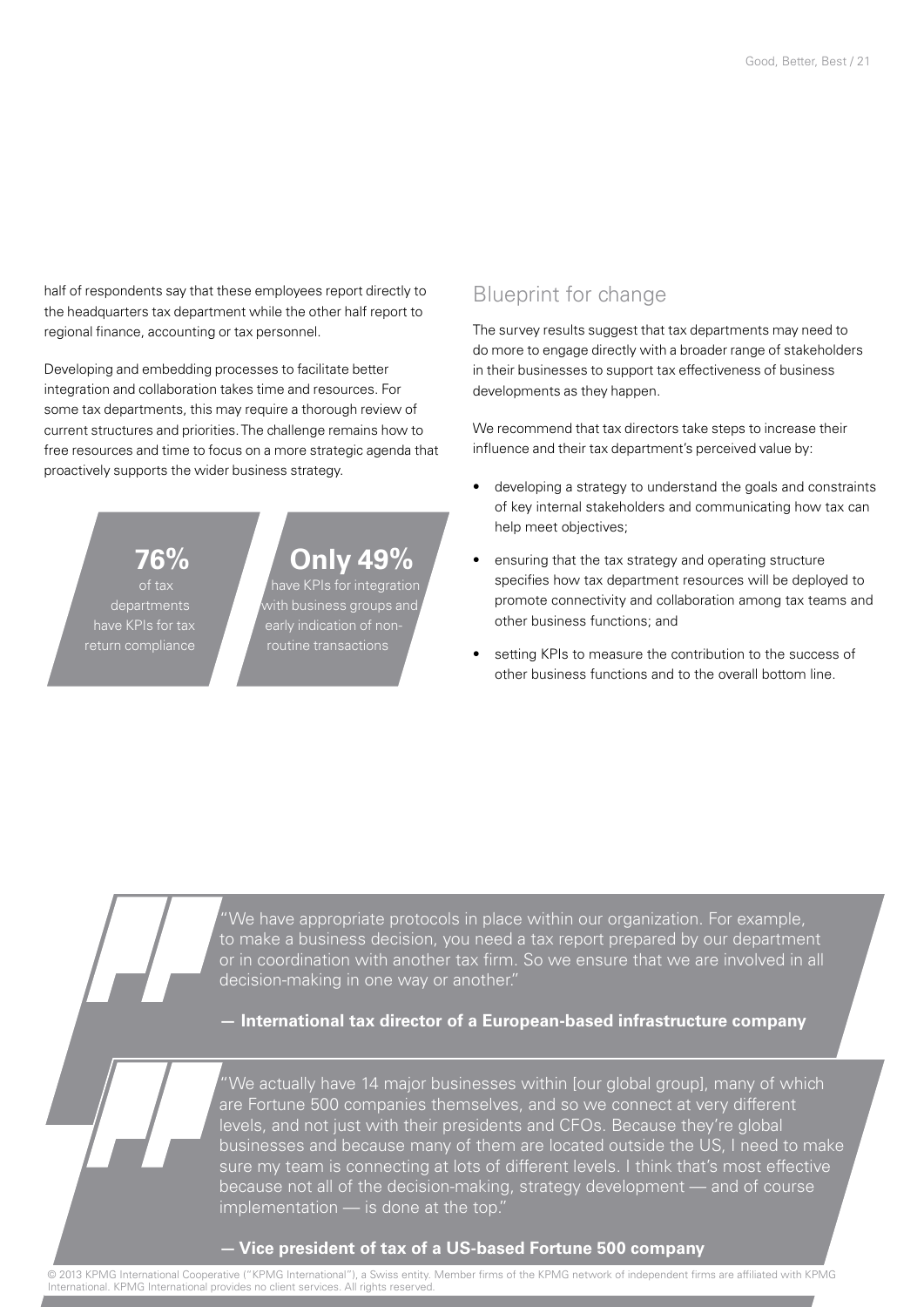half of respondents say that these employees report directly to the headquarters tax department while the other half report to regional finance, accounting or tax personnel.

Developing and embedding processes to facilitate better integration and collaboration takes time and resources. For some tax departments, this may require a thorough review of current structures and priorities. The challenge remains how to free resources and time to focus on a more strategic agenda that proactively supports the wider business strategy.

**76%** of tax departments have KPIs for tax return compliance

**Only 49%** have KPIs for integration with business groups and early indication of non-routine transactions

## Blueprint for change

The survey results suggest that tax departments may need to do more to engage directly with a broader range of stakeholders in their businesses to support tax effectiveness of business developments as they happen.

We recommend that tax directors take steps to increase their influence and their tax department's perceived value by:

- developing a strategy to understand the goals and constraints of key internal stakeholders and communicating how tax can help meet objectives;
- ensuring that the tax strategy and operating structure specifies how tax department resources will be deployed to promote connectivity and collaboration among tax teams and other business functions; and
- setting KPIs to measure the contribution to the success of other business functions and to the overall bottom line.

"We have appropriate protocols in place within our organization. For example, to make a business decision, you need a tax report prepared by our department or in coordination with another tax firm. So we ensure that we are involved in all decision-making in one way or another."

**— International tax director of a European-based infrastructure company**

"We actually have 14 major businesses within [our global group], many of which are Fortune 500 companies themselves, and so we connect at very different levels, and not just with their presidents and CFOs. Because they're global businesses and because many of them are located outside the US, I need to make sure my team is connecting at lots of different levels. I think that's most effective because not all of the decision-making, strategy development — and of course implementation — is done at the top."

**— Vice president of tax of a US-based Fortune 500 company**

© 2013 KPMG International Cooperative ("KPMG International"), a Swiss entity. Member firms of the KPMG network of independent firms are affiliated with KPMG International. KPMG International provides no client services. All rights reserved.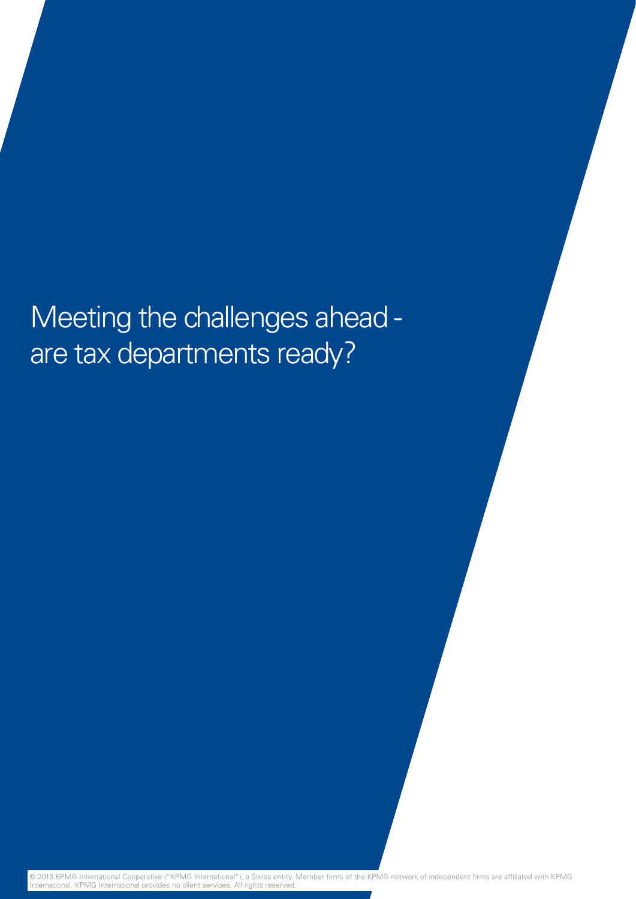# Meeting the challenges ahead - are tax departments ready?

© 2013 KPMG International Cooperative ("KPMG International"), a Swiss entity. Member firms of the KPMG network of independent firms are affiliated with KPMG International. KPMG International provides no client services. All rights reserved.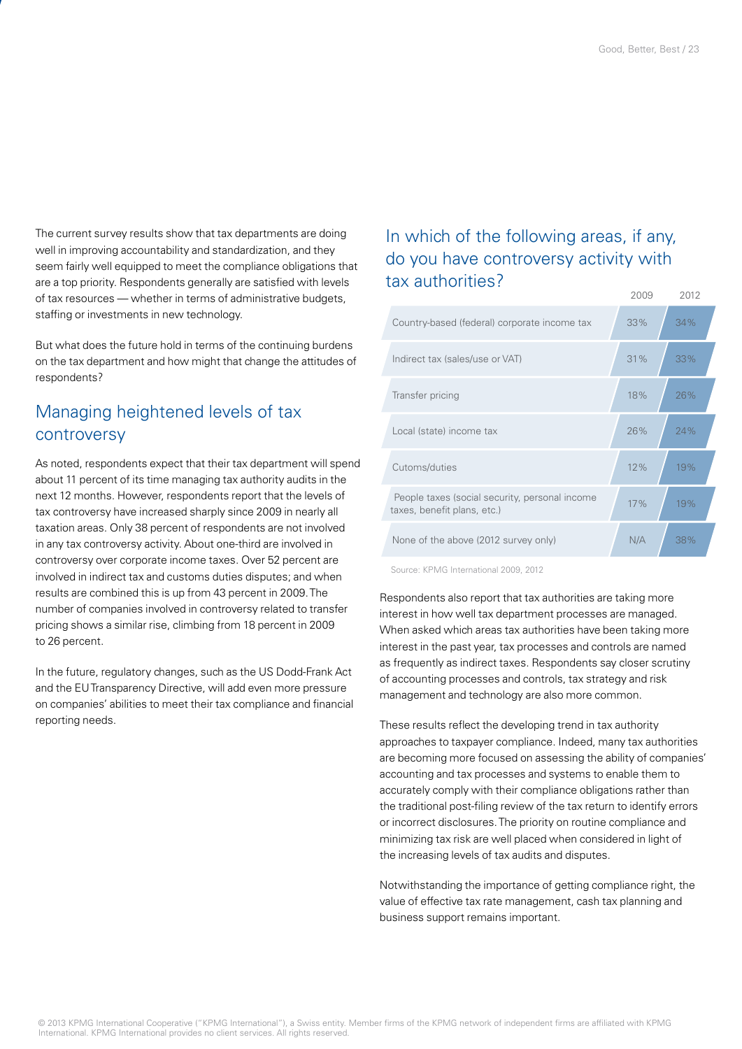The current survey results show that tax departments are doing well in improving accountability and standardization, and they seem fairly well equipped to meet the compliance obligations that are a top priority. Respondents generally are satisfied with levels of tax resources — whether in terms of administrative budgets, staffing or investments in new technology.

But what does the future hold in terms of the continuing burdens on the tax department and how might that change the attitudes of respondents?

## Managing heightened levels of tax controversy

As noted, respondents expect that their tax department will spend about 11 percent of its time managing tax authority audits in the next 12 months. However, respondents report that the levels of tax controversy have increased sharply since 2009 in nearly all taxation areas. Only 38 percent of respondents are not involved in any tax controversy activity. About one-third are involved in controversy over corporate income taxes. Over 52 percent are involved in indirect tax and customs duties disputes; and when results are combined this is up from 43 percent in 2009. The number of companies involved in controversy related to transfer pricing shows a similar rise, climbing from 18 percent in 2009 to 26 percent.

In the future, regulatory changes, such as the US Dodd-Frank Act and the EU Transparency Directive, will add even more pressure on companies' abilities to meet their tax compliance and financial reporting needs.

## In which of the following areas, if any, do you have controversy activity with tax authorities?

| | 2009 | 2012 |
|---|---|---|
| Country-based (federal) corporate income tax | 33% | 34% |
| Indirect tax (sales/use or VAT) | 31% | 33% |
| Transfer pricing | 18% | 26% |
| Local (state) income tax | 26% | 24% |
| Cutoms/duties | 12% | 19% |
| People taxes (social security, personal income taxes, benefit plans, etc.) | 17% | 19% |
| None of the above (2012 survey only) | N/A | 38% |

Source: KPMG International 2009, 2012

Respondents also report that tax authorities are taking more interest in how well tax department processes are managed. When asked which areas tax authorities have been taking more interest in the past year, tax processes and controls are named as frequently as indirect taxes. Respondents say closer scrutiny of accounting processes and controls, tax strategy and risk management and technology are also more common.

These results reflect the developing trend in tax authority approaches to taxpayer compliance. Indeed, many tax authorities are becoming more focused on assessing the ability of companies' accounting and tax processes and systems to enable them to accurately comply with their compliance obligations rather than the traditional post-filing review of the tax return to identify errors or incorrect disclosures. The priority on routine compliance and minimizing tax risk are well placed when considered in light of the increasing levels of tax audits and disputes.

Notwithstanding the importance of getting compliance right, the value of effective tax rate management, cash tax planning and business support remains important.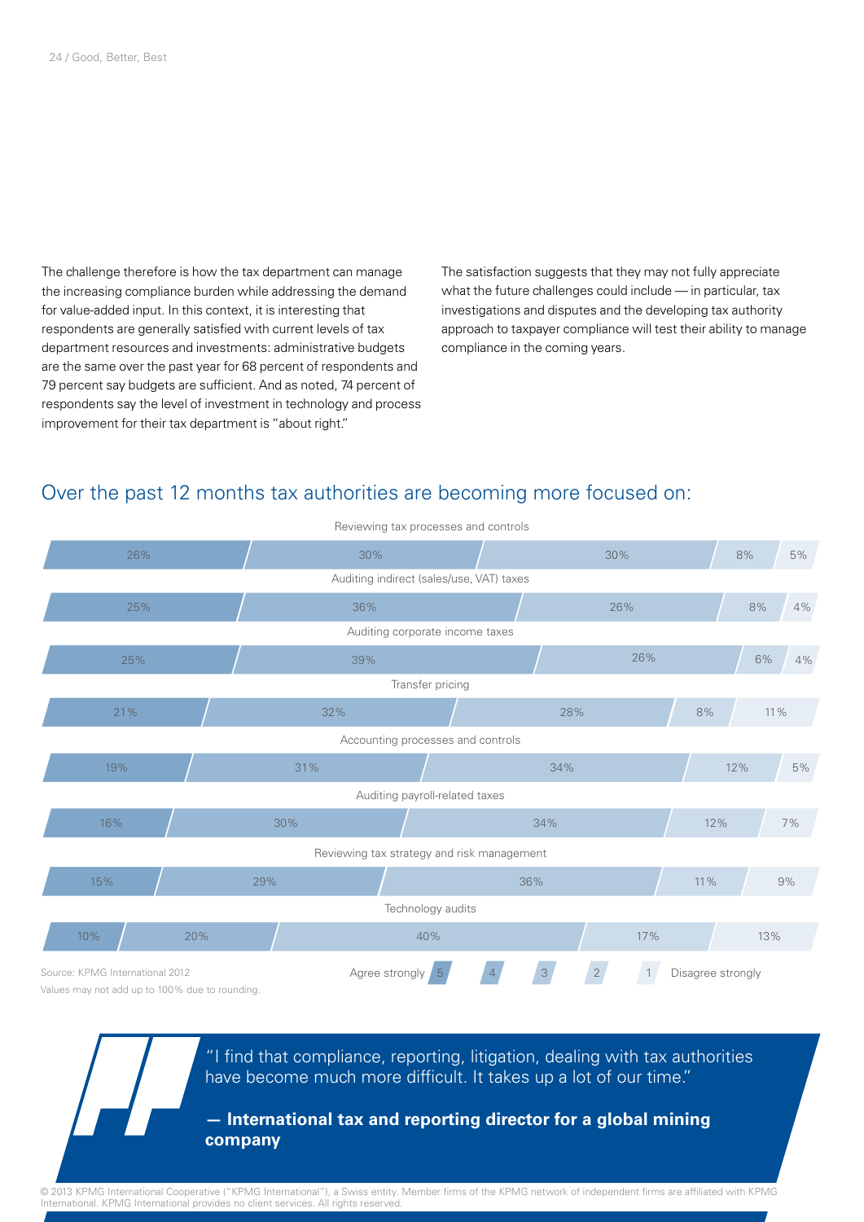The challenge therefore is how the tax department can manage the increasing compliance burden while addressing the demand for value-added input. In this context, it is interesting that respondents are generally satisfied with current levels of tax department resources and investments: administrative budgets are the same over the past year for 68 percent of respondents and 79 percent say budgets are sufficient. And as noted, 74 percent of respondents say the level of investment in technology and process improvement for their tax department is "about right."

The satisfaction suggests that they may not fully appreciate what the future challenges could include — in particular, tax investigations and disputes and the developing tax authority approach to taxpayer compliance will test their ability to manage compliance in the coming years.

## Over the past 12 months tax authorities are becoming more focused on:

| | 5 (Agree strongly) | 4 | 3 | 2 | 1 (Disagree strongly) |
|---|---|---|---|---|---|
| Reviewing tax processes and controls | 26% | 30% | 30% | 8% | 5% |
| Auditing indirect (sales/use, VAT) taxes | 25% | 36% | 26% | 8% | 4% |
| Auditing corporate income taxes | 25% | 39% | 26% | 6% | 4% |
| Transfer pricing | 21% | 32% | 28% | 8% | 11% |
| Accounting processes and controls | 19% | 31% | 34% | 12% | 5% |
| Auditing payroll-related taxes | 16% | 30% | 34% | 12% | 7% |
| Reviewing tax strategy and risk management | 15% | 29% | 36% | 11% | 9% |
| Technology audits | 10% | 20% | 40% | 17% | 13% |

Source: KPMG International 2012

Values may not add up to 100% due to rounding.

> "I find that compliance, reporting, litigation, dealing with tax authorities have become much more difficult. It takes up a lot of our time."
>
> **— International tax and reporting director for a global mining company**

© 2013 KPMG International Cooperative ("KPMG International"), a Swiss entity. Member firms of the KPMG network of independent firms are affiliated with KPMG International. KPMG International provides no client services. All rights reserved.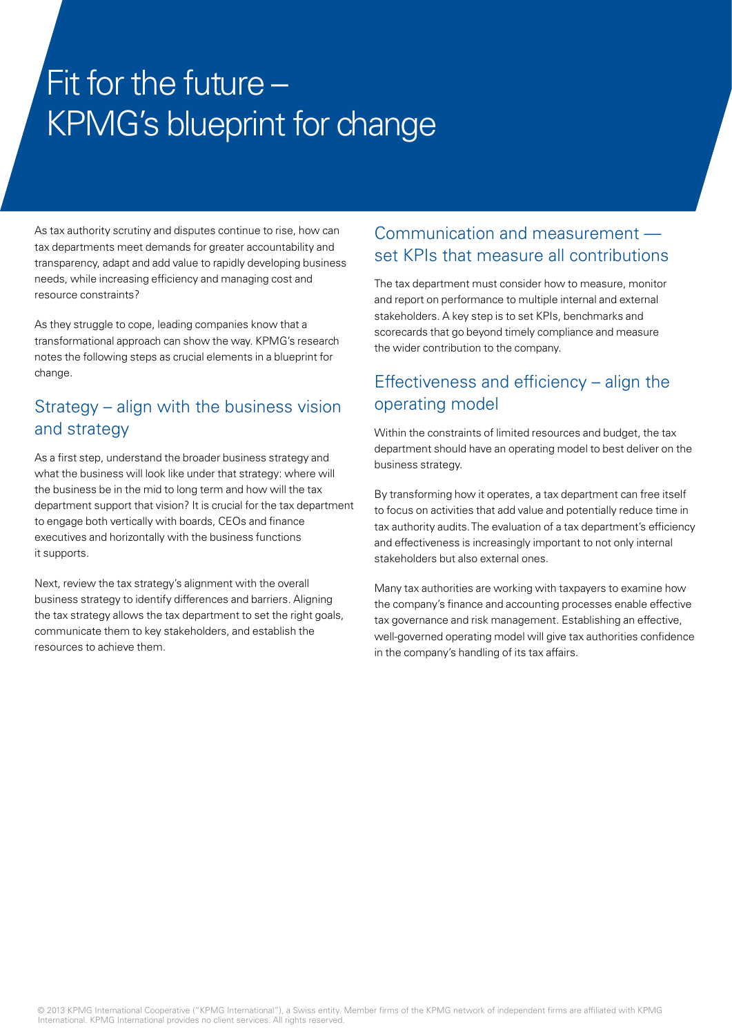# Fit for the future – KPMG's blueprint for change

As tax authority scrutiny and disputes continue to rise, how can tax departments meet demands for greater accountability and transparency, adapt and add value to rapidly developing business needs, while increasing efficiency and managing cost and resource constraints?

As they struggle to cope, leading companies know that a transformational approach can show the way. KPMG's research notes the following steps as crucial elements in a blueprint for change.

## Strategy – align with the business vision and strategy

As a first step, understand the broader business strategy and what the business will look like under that strategy: where will the business be in the mid to long term and how will the tax department support that vision? It is crucial for the tax department to engage both vertically with boards, CEOs and finance executives and horizontally with the business functions it supports.

Next, review the tax strategy's alignment with the overall business strategy to identify differences and barriers. Aligning the tax strategy allows the tax department to set the right goals, communicate them to key stakeholders, and establish the resources to achieve them.

## Communication and measurement — set KPIs that measure all contributions

The tax department must consider how to measure, monitor and report on performance to multiple internal and external stakeholders. A key step is to set KPIs, benchmarks and scorecards that go beyond timely compliance and measure the wider contribution to the company.

## Effectiveness and efficiency – align the operating model

Within the constraints of limited resources and budget, the tax department should have an operating model to best deliver on the business strategy.

By transforming how it operates, a tax department can free itself to focus on activities that add value and potentially reduce time in tax authority audits. The evaluation of a tax department's efficiency and effectiveness is increasingly important to not only internal stakeholders but also external ones.

Many tax authorities are working with taxpayers to examine how the company's finance and accounting processes enable effective tax governance and risk management. Establishing an effective, well-governed operating model will give tax authorities confidence in the company's handling of its tax affairs.

© 2013 KPMG International Cooperative ("KPMG International"), a Swiss entity. Member firms of the KPMG network of independent firms are affiliated with KPMG International. KPMG International provides no client services. All rights reserved.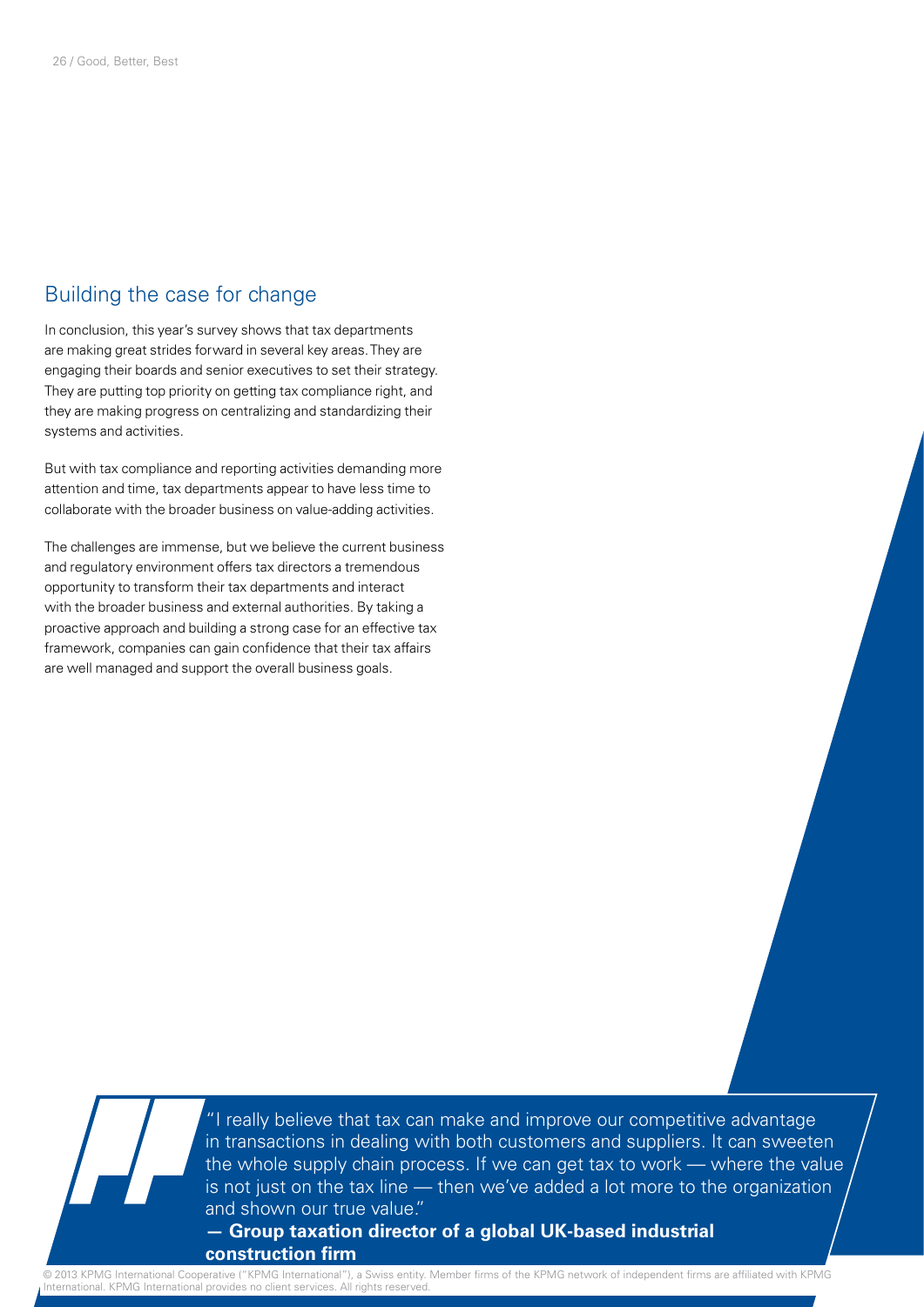## Building the case for change

In conclusion, this year's survey shows that tax departments are making great strides forward in several key areas. They are engaging their boards and senior executives to set their strategy. They are putting top priority on getting tax compliance right, and they are making progress on centralizing and standardizing their systems and activities.

But with tax compliance and reporting activities demanding more attention and time, tax departments appear to have less time to collaborate with the broader business on value-adding activities.

The challenges are immense, but we believe the current business and regulatory environment offers tax directors a tremendous opportunity to transform their tax departments and interact with the broader business and external authorities. By taking a proactive approach and building a strong case for an effective tax framework, companies can gain confidence that their tax affairs are well managed and support the overall business goals.

"I really believe that tax can make and improve our competitive advantage in transactions in dealing with both customers and suppliers. It can sweeten the whole supply chain process. If we can get tax to work — where the value is not just on the tax line — then we've added a lot more to the organization and shown our true value."

**— Group taxation director of a global UK-based industrial construction firm**

© 2013 KPMG International Cooperative ("KPMG International"), a Swiss entity. Member firms of the KPMG network of independent firms are affiliated with KPMG International. KPMG International provides no client services. All rights reserved.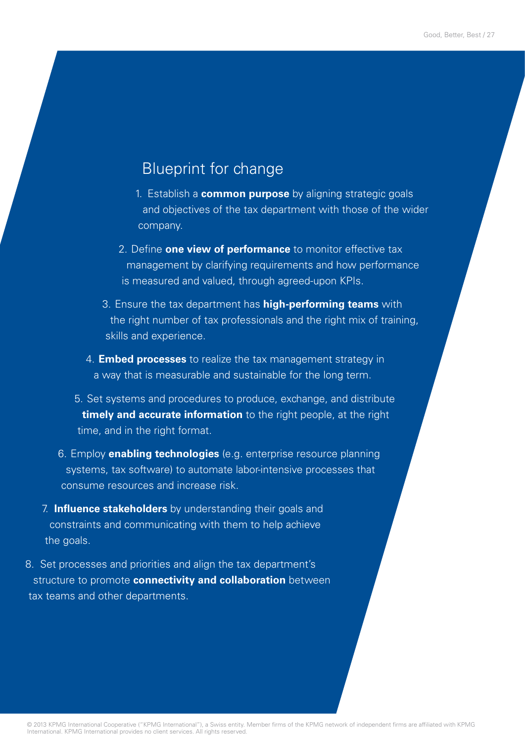## Blueprint for change

1. Establish a **common purpose** by aligning strategic goals and objectives of the tax department with those of the wider company.
2. Define **one view of performance** to monitor effective tax management by clarifying requirements and how performance is measured and valued, through agreed-upon KPIs.
3. Ensure the tax department has **high-performing teams** with the right number of tax professionals and the right mix of training, skills and experience.
4. **Embed processes** to realize the tax management strategy in a way that is measurable and sustainable for the long term.
5. Set systems and procedures to produce, exchange, and distribute **timely and accurate information** to the right people, at the right time, and in the right format.
6. Employ **enabling technologies** (e.g. enterprise resource planning systems, tax software) to automate labor-intensive processes that consume resources and increase risk.
7. **Influence stakeholders** by understanding their goals and constraints and communicating with them to help achieve the goals.
8. Set processes and priorities and align the tax department's structure to promote **connectivity and collaboration** between tax teams and other departments.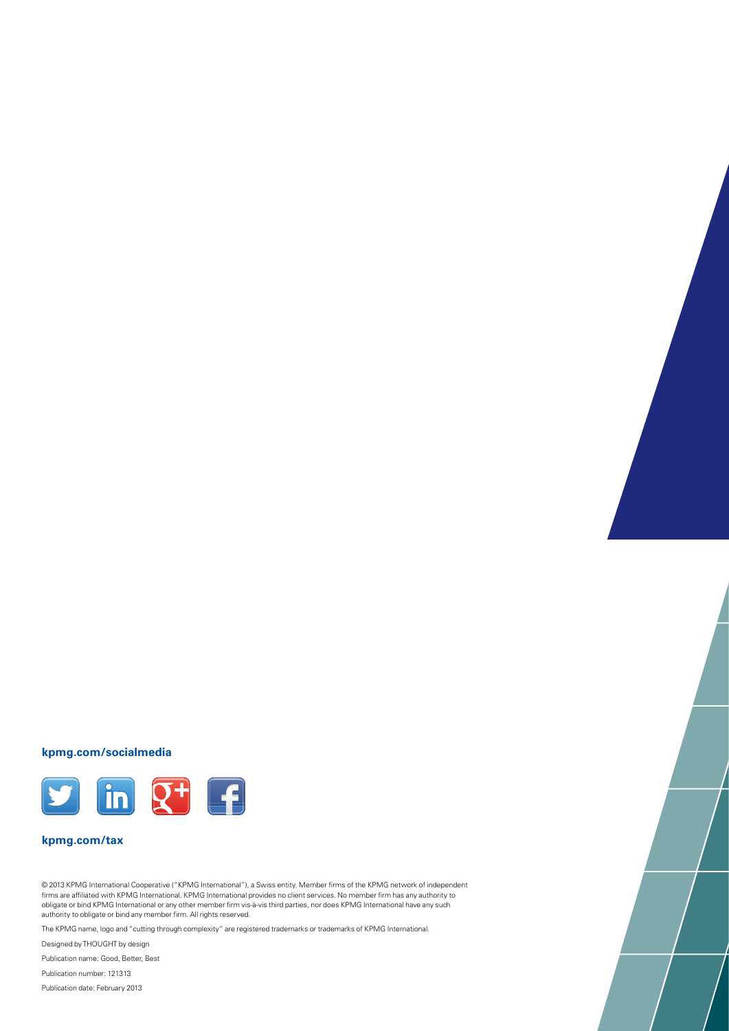**kpmg.com/socialmedia**

**kpmg.com/tax**

© 2013 KPMG International Cooperative ("KPMG International"), a Swiss entity. Member firms of the KPMG network of independent firms are affiliated with KPMG International. KPMG International provides no client services. No member firm has any authority to obligate or bind KPMG International or any other member firm vis-à-vis third parties, nor does KPMG International have any such authority to obligate or bind any member firm. All rights reserved.

The KPMG name, logo and "cutting through complexity" are registered trademarks or trademarks of KPMG International.

Designed by THOUGHT by design

Publication name: Good, Better, Best

Publication number: 121313

Publication date: February 2013